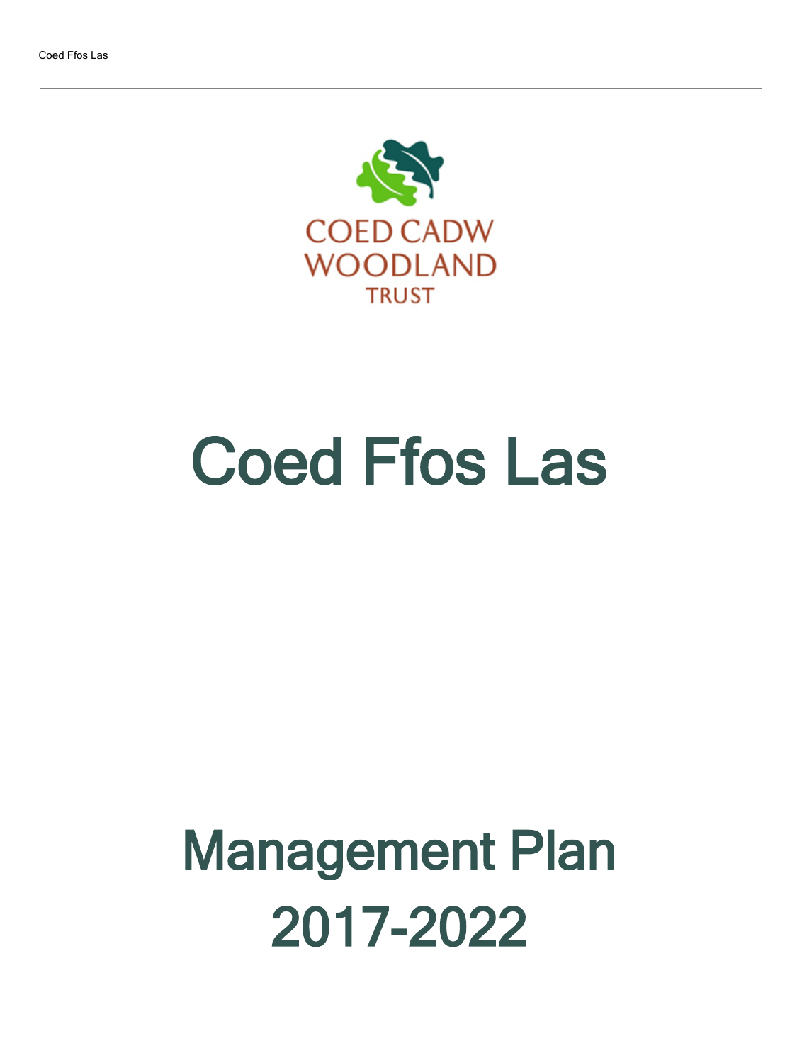COED CADW
WOODLAND
TRUST

# Coed Ffos Las

# Management Plan 2017-2022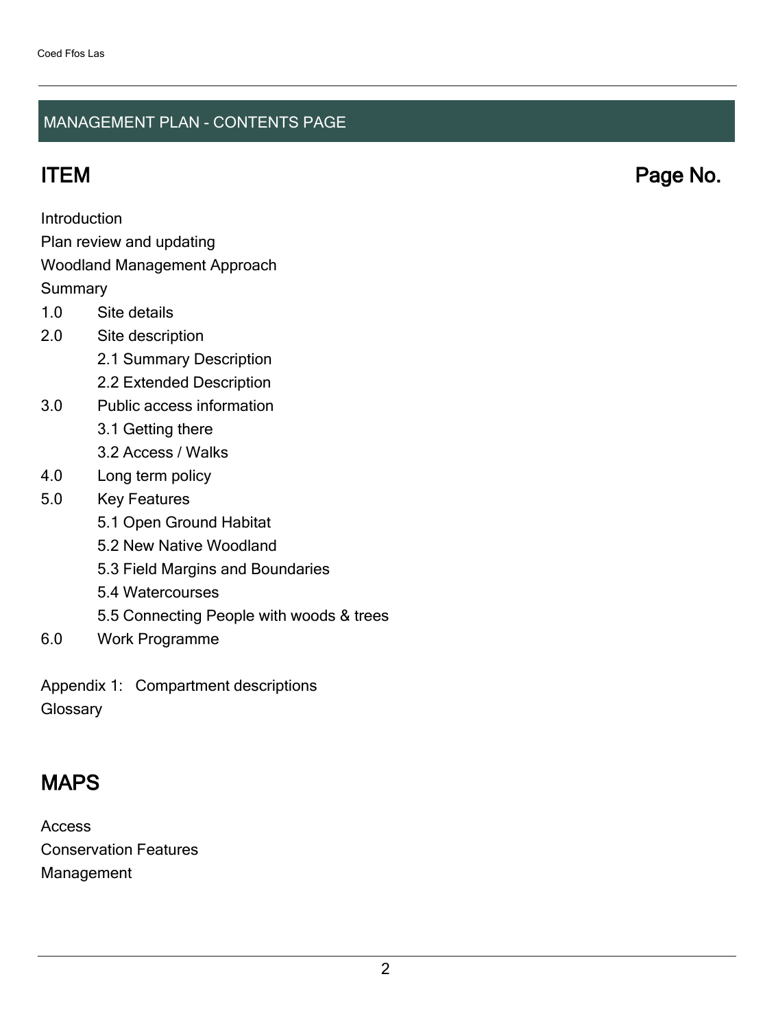## MANAGEMENT PLAN - CONTENTS PAGE

| ITEM | Page No. |
| --- | --- |

Introduction
Plan review and updating
Woodland Management Approach
Summary

- 1.0 Site details
- 2.0 Site description
  - 2.1 Summary Description
  - 2.2 Extended Description
- 3.0 Public access information
  - 3.1 Getting there
  - 3.2 Access / Walks
- 4.0 Long term policy
- 5.0 Key Features
  - 5.1 Open Ground Habitat
  - 5.2 New Native Woodland
  - 5.3 Field Margins and Boundaries
  - 5.4 Watercourses
  - 5.5 Connecting People with woods & trees
- 6.0 Work Programme

Appendix 1: Compartment descriptions
Glossary

## MAPS

Access
Conservation Features
Management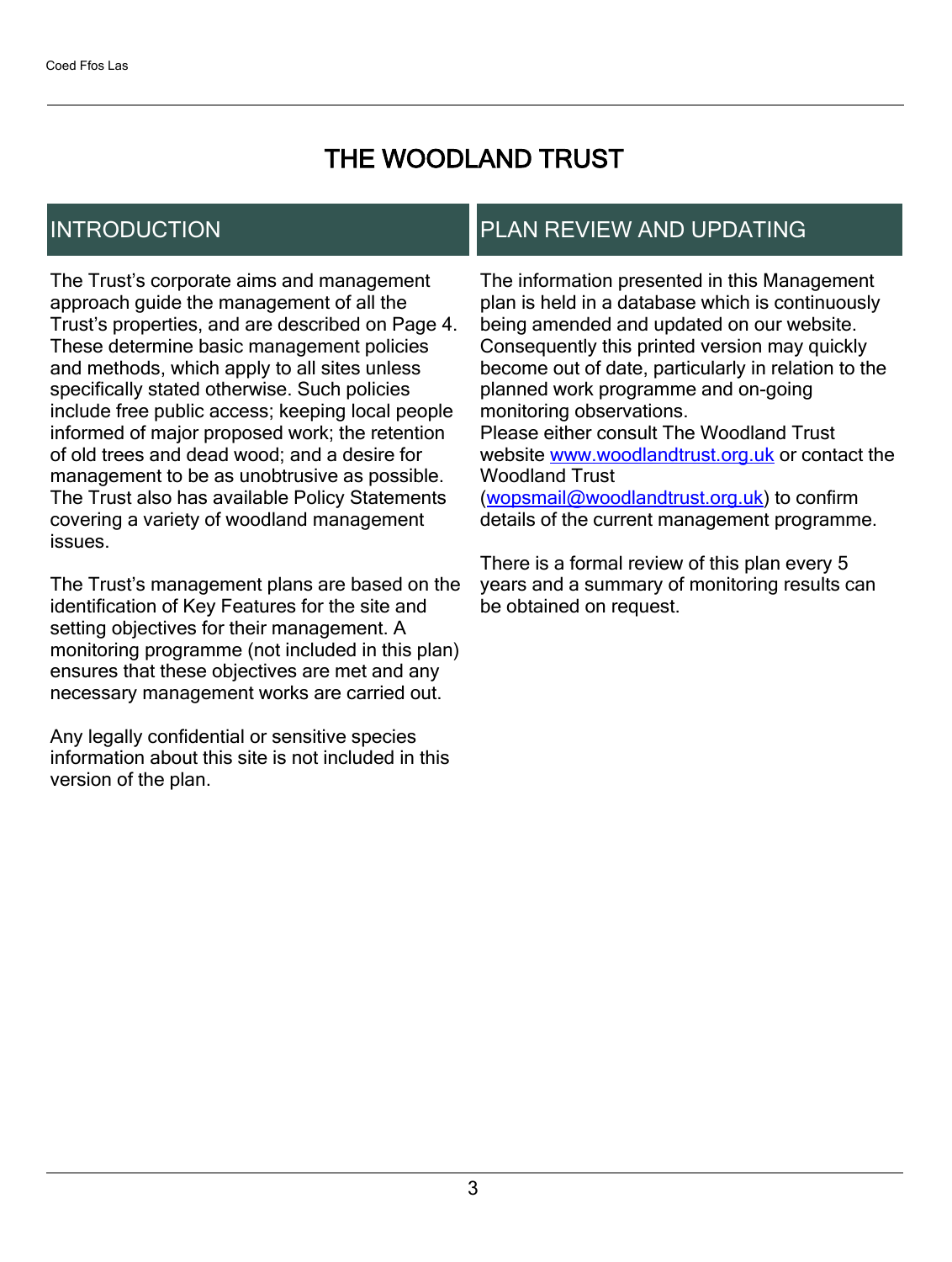# THE WOODLAND TRUST

## INTRODUCTION

The Trust's corporate aims and management approach guide the management of all the Trust's properties, and are described on Page 4. These determine basic management policies and methods, which apply to all sites unless specifically stated otherwise. Such policies include free public access; keeping local people informed of major proposed work; the retention of old trees and dead wood; and a desire for management to be as unobtrusive as possible. The Trust also has available Policy Statements covering a variety of woodland management issues.

The Trust's management plans are based on the identification of Key Features for the site and setting objectives for their management. A monitoring programme (not included in this plan) ensures that these objectives are met and any necessary management works are carried out.

Any legally confidential or sensitive species information about this site is not included in this version of the plan.

## PLAN REVIEW AND UPDATING

The information presented in this Management plan is held in a database which is continuously being amended and updated on our website. Consequently this printed version may quickly become out of date, particularly in relation to the planned work programme and on-going monitoring observations.
Please either consult The Woodland Trust website [www.woodlandtrust.org.uk](http://www.woodlandtrust.org.uk) or contact the Woodland Trust ([wopsmail@woodlandtrust.org.uk](mailto:wopsmail@woodlandtrust.org.uk)) to confirm details of the current management programme.

There is a formal review of this plan every 5 years and a summary of monitoring results can be obtained on request.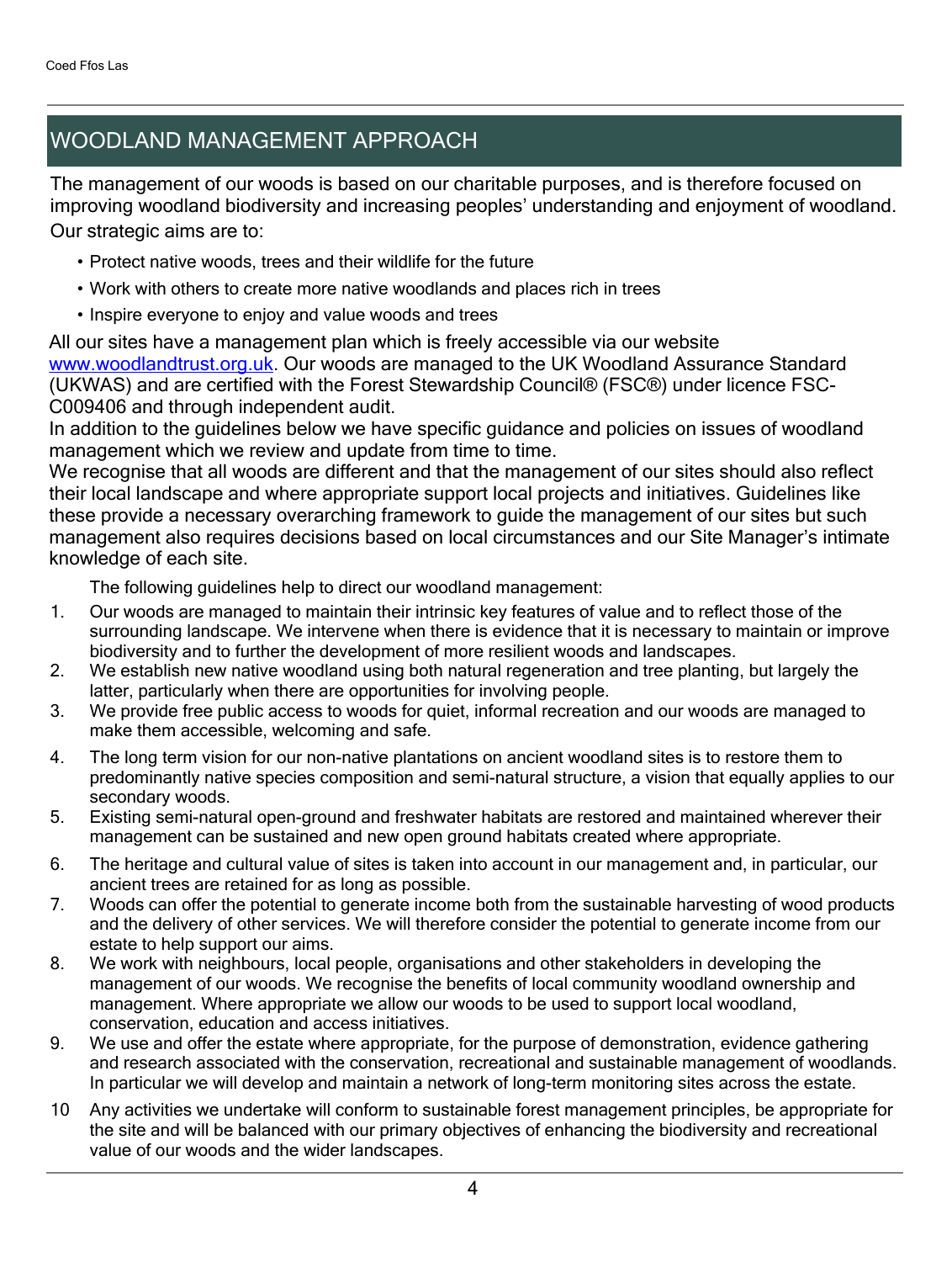# WOODLAND MANAGEMENT APPROACH

The management of our woods is based on our charitable purposes, and is therefore focused on improving woodland biodiversity and increasing peoples' understanding and enjoyment of woodland. Our strategic aims are to:

- Protect native woods, trees and their wildlife for the future
- Work with others to create more native woodlands and places rich in trees
- Inspire everyone to enjoy and value woods and trees

All our sites have a management plan which is freely accessible via our website [www.woodlandtrust.org.uk](http://www.woodlandtrust.org.uk). Our woods are managed to the UK Woodland Assurance Standard (UKWAS) and are certified with the Forest Stewardship Council® (FSC®) under licence FSC-C009406 and through independent audit.

In addition to the guidelines below we have specific guidance and policies on issues of woodland management which we review and update from time to time.

We recognise that all woods are different and that the management of our sites should also reflect their local landscape and where appropriate support local projects and initiatives. Guidelines like these provide a necessary overarching framework to guide the management of our sites but such management also requires decisions based on local circumstances and our Site Manager's intimate knowledge of each site.

The following guidelines help to direct our woodland management:

1. Our woods are managed to maintain their intrinsic key features of value and to reflect those of the surrounding landscape. We intervene when there is evidence that it is necessary to maintain or improve biodiversity and to further the development of more resilient woods and landscapes.
2. We establish new native woodland using both natural regeneration and tree planting, but largely the latter, particularly when there are opportunities for involving people.
3. We provide free public access to woods for quiet, informal recreation and our woods are managed to make them accessible, welcoming and safe.
4. The long term vision for our non-native plantations on ancient woodland sites is to restore them to predominantly native species composition and semi-natural structure, a vision that equally applies to our secondary woods.
5. Existing semi-natural open-ground and freshwater habitats are restored and maintained wherever their management can be sustained and new open ground habitats created where appropriate.
6. The heritage and cultural value of sites is taken into account in our management and, in particular, our ancient trees are retained for as long as possible.
7. Woods can offer the potential to generate income both from the sustainable harvesting of wood products and the delivery of other services. We will therefore consider the potential to generate income from our estate to help support our aims.
8. We work with neighbours, local people, organisations and other stakeholders in developing the management of our woods. We recognise the benefits of local community woodland ownership and management. Where appropriate we allow our woods to be used to support local woodland, conservation, education and access initiatives.
9. We use and offer the estate where appropriate, for the purpose of demonstration, evidence gathering and research associated with the conservation, recreational and sustainable management of woodlands. In particular we will develop and maintain a network of long-term monitoring sites across the estate.
10. Any activities we undertake will conform to sustainable forest management principles, be appropriate for the site and will be balanced with our primary objectives of enhancing the biodiversity and recreational value of our woods and the wider landscapes.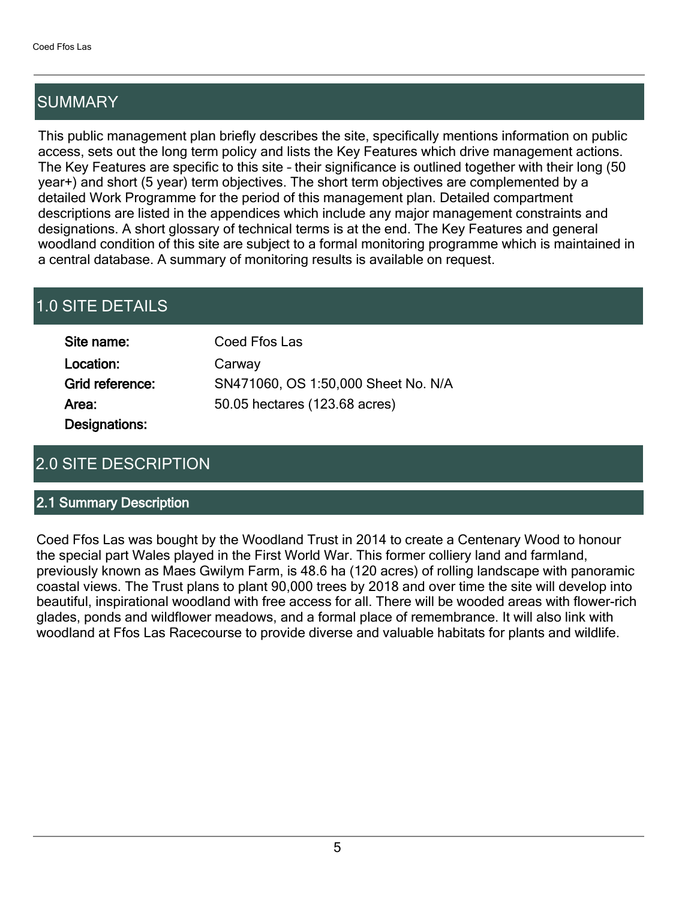## SUMMARY

This public management plan briefly describes the site, specifically mentions information on public access, sets out the long term policy and lists the Key Features which drive management actions. The Key Features are specific to this site – their significance is outlined together with their long (50 year+) and short (5 year) term objectives. The short term objectives are complemented by a detailed Work Programme for the period of this management plan. Detailed compartment descriptions are listed in the appendices which include any major management constraints and designations. A short glossary of technical terms is at the end. The Key Features and general woodland condition of this site are subject to a formal monitoring programme which is maintained in a central database. A summary of monitoring results is available on request.

## 1.0 SITE DETAILS

**Site name:** Coed Ffos Las

**Location:** Carway

**Grid reference:** SN471060, OS 1:50,000 Sheet No. N/A

**Area:** 50.05 hectares (123.68 acres)

**Designations:**

## 2.0 SITE DESCRIPTION

### 2.1 Summary Description

Coed Ffos Las was bought by the Woodland Trust in 2014 to create a Centenary Wood to honour the special part Wales played in the First World War. This former colliery land and farmland, previously known as Maes Gwilym Farm, is 48.6 ha (120 acres) of rolling landscape with panoramic coastal views. The Trust plans to plant 90,000 trees by 2018 and over time the site will develop into beautiful, inspirational woodland with free access for all. There will be wooded areas with flower-rich glades, ponds and wildflower meadows, and a formal place of remembrance. It will also link with woodland at Ffos Las Racecourse to provide diverse and valuable habitats for plants and wildlife.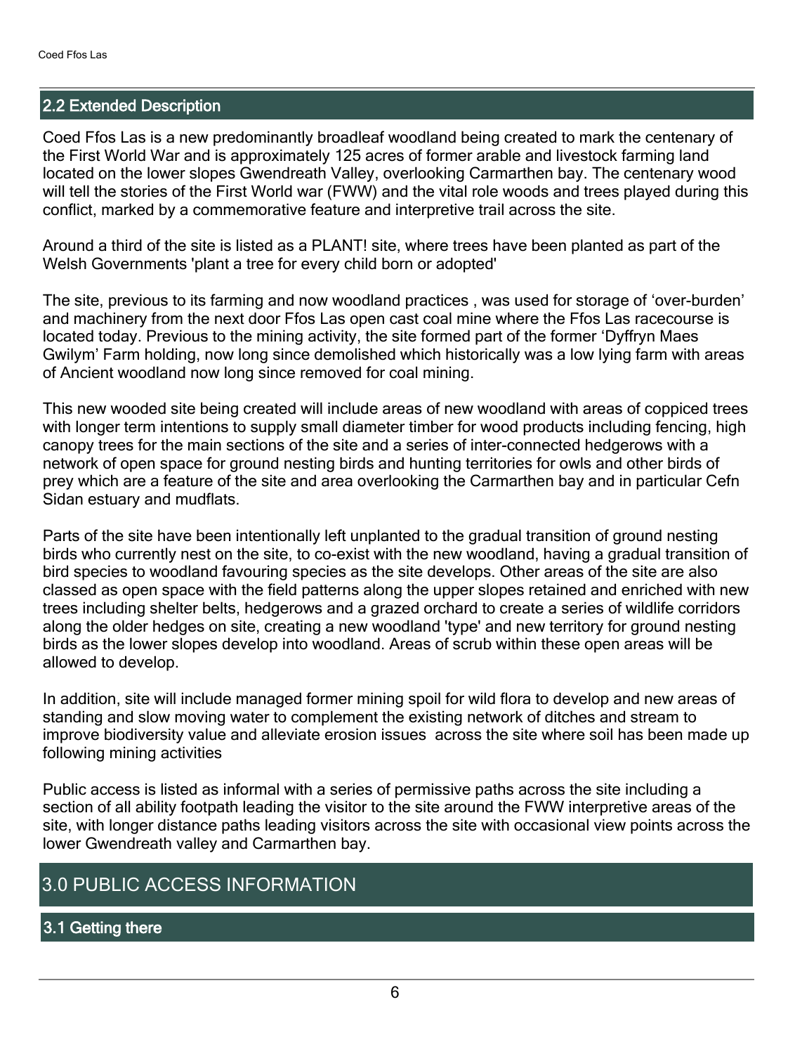## 2.2 Extended Description

Coed Ffos Las is a new predominantly broadleaf woodland being created to mark the centenary of the First World War and is approximately 125 acres of former arable and livestock farming land located on the lower slopes Gwendreath Valley, overlooking Carmarthen bay. The centenary wood will tell the stories of the First World war (FWW) and the vital role woods and trees played during this conflict, marked by a commemorative feature and interpretive trail across the site.

Around a third of the site is listed as a PLANT! site, where trees have been planted as part of the Welsh Governments 'plant a tree for every child born or adopted'

The site, previous to its farming and now woodland practices , was used for storage of 'over-burden' and machinery from the next door Ffos Las open cast coal mine where the Ffos Las racecourse is located today. Previous to the mining activity, the site formed part of the former 'Dyffryn Maes Gwilym' Farm holding, now long since demolished which historically was a low lying farm with areas of Ancient woodland now long since removed for coal mining.

This new wooded site being created will include areas of new woodland with areas of coppiced trees with longer term intentions to supply small diameter timber for wood products including fencing, high canopy trees for the main sections of the site and a series of inter-connected hedgerows with a network of open space for ground nesting birds and hunting territories for owls and other birds of prey which are a feature of the site and area overlooking the Carmarthen bay and in particular Cefn Sidan estuary and mudflats.

Parts of the site have been intentionally left unplanted to the gradual transition of ground nesting birds who currently nest on the site, to co-exist with the new woodland, having a gradual transition of bird species to woodland favouring species as the site develops. Other areas of the site are also classed as open space with the field patterns along the upper slopes retained and enriched with new trees including shelter belts, hedgerows and a grazed orchard to create a series of wildlife corridors along the older hedges on site, creating a new woodland 'type' and new territory for ground nesting birds as the lower slopes develop into woodland. Areas of scrub within these open areas will be allowed to develop.

In addition, site will include managed former mining spoil for wild flora to develop and new areas of standing and slow moving water to complement the existing network of ditches and stream to improve biodiversity value and alleviate erosion issues across the site where soil has been made up following mining activities

Public access is listed as informal with a series of permissive paths across the site including a section of all ability footpath leading the visitor to the site around the FWW interpretive areas of the site, with longer distance paths leading visitors across the site with occasional view points across the lower Gwendreath valley and Carmarthen bay.

# 3.0 PUBLIC ACCESS INFORMATION

## 3.1 Getting there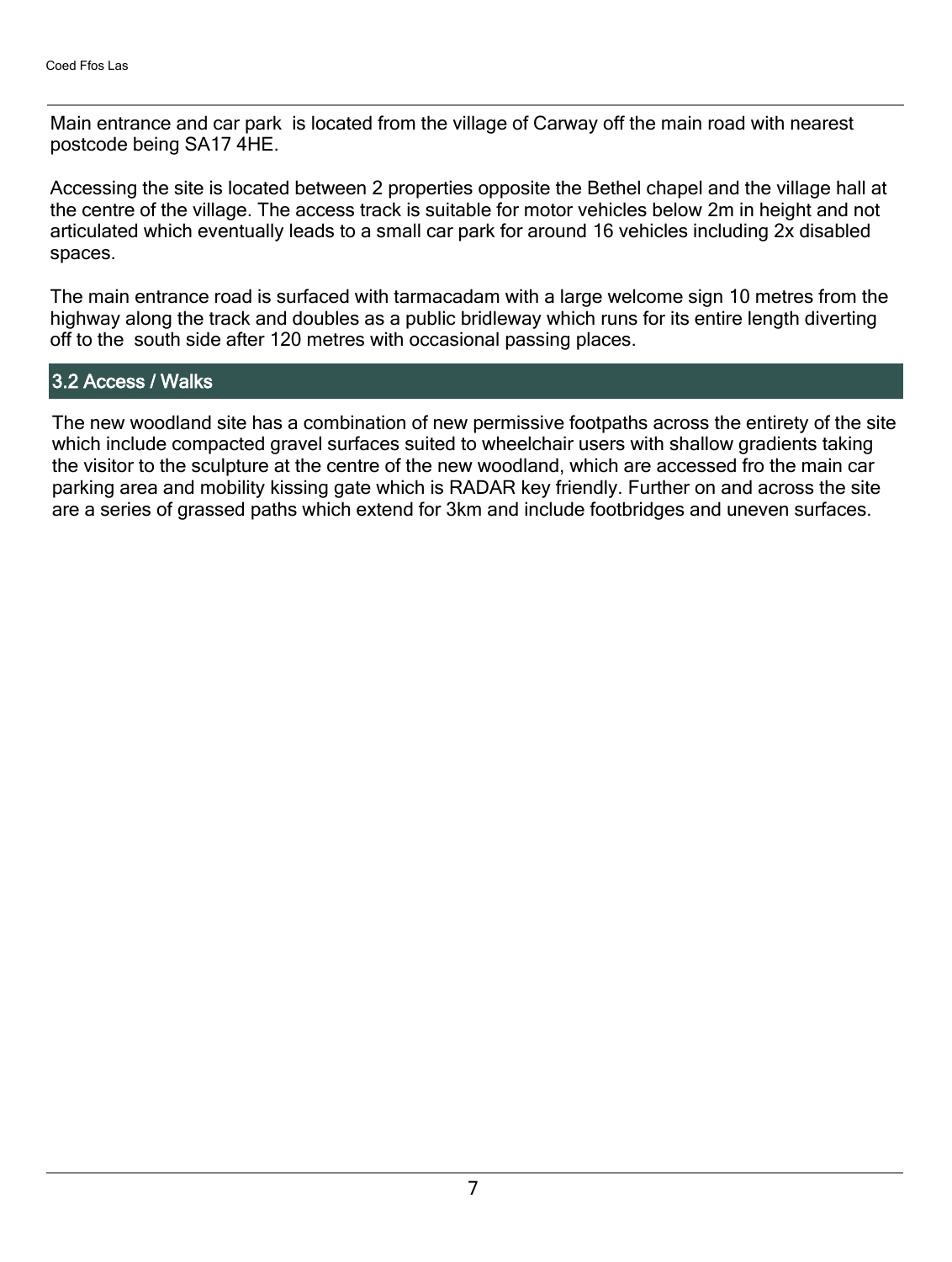Main entrance and car park  is located from the village of Carway off the main road with nearest postcode being SA17 4HE.

Accessing the site is located between 2 properties opposite the Bethel chapel and the village hall at the centre of the village. The access track is suitable for motor vehicles below 2m in height and not articulated which eventually leads to a small car park for around 16 vehicles including 2x disabled spaces.

The main entrance road is surfaced with tarmacadam with a large welcome sign 10 metres from the highway along the track and doubles as a public bridleway which runs for its entire length diverting off to the  south side after 120 metres with occasional passing places.

## 3.2 Access / Walks

The new woodland site has a combination of new permissive footpaths across the entirety of the site which include compacted gravel surfaces suited to wheelchair users with shallow gradients taking the visitor to the sculpture at the centre of the new woodland, which are accessed fro the main car parking area and mobility kissing gate which is RADAR key friendly. Further on and across the site are a series of grassed paths which extend for 3km and include footbridges and uneven surfaces.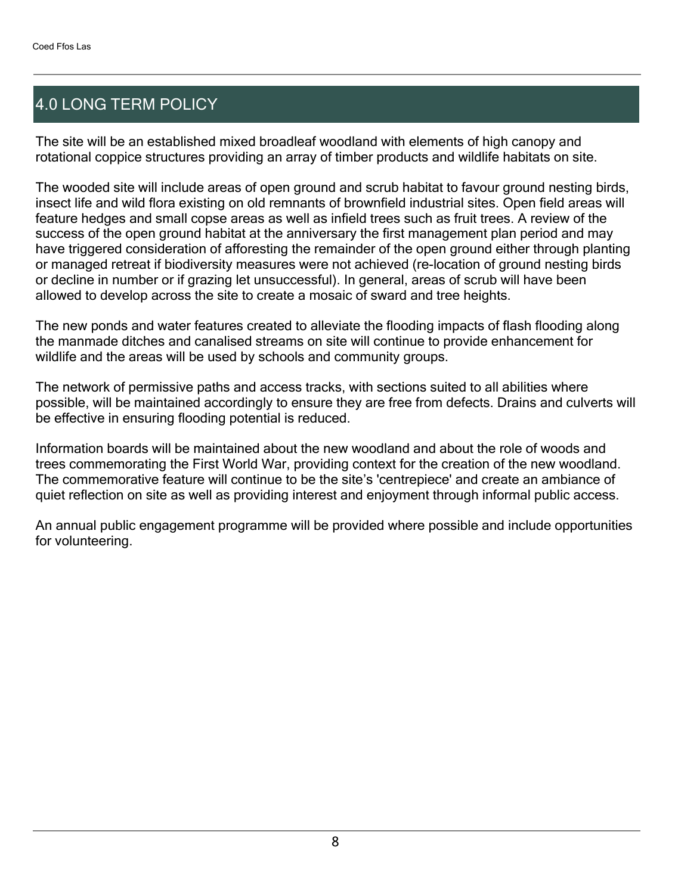# 4.0 LONG TERM POLICY

The site will be an established mixed broadleaf woodland with elements of high canopy and rotational coppice structures providing an array of timber products and wildlife habitats on site.

The wooded site will include areas of open ground and scrub habitat to favour ground nesting birds, insect life and wild flora existing on old remnants of brownfield industrial sites. Open field areas will feature hedges and small copse areas as well as infield trees such as fruit trees. A review of the success of the open ground habitat at the anniversary the first management plan period and may have triggered consideration of afforesting the remainder of the open ground either through planting or managed retreat if biodiversity measures were not achieved (re-location of ground nesting birds or decline in number or if grazing let unsuccessful). In general, areas of scrub will have been allowed to develop across the site to create a mosaic of sward and tree heights.

The new ponds and water features created to alleviate the flooding impacts of flash flooding along the manmade ditches and canalised streams on site will continue to provide enhancement for wildlife and the areas will be used by schools and community groups.

The network of permissive paths and access tracks, with sections suited to all abilities where possible, will be maintained accordingly to ensure they are free from defects. Drains and culverts will be effective in ensuring flooding potential is reduced.

Information boards will be maintained about the new woodland and about the role of woods and trees commemorating the First World War, providing context for the creation of the new woodland. The commemorative feature will continue to be the site's 'centrepiece' and create an ambiance of quiet reflection on site as well as providing interest and enjoyment through informal public access.

An annual public engagement programme will be provided where possible and include opportunities for volunteering.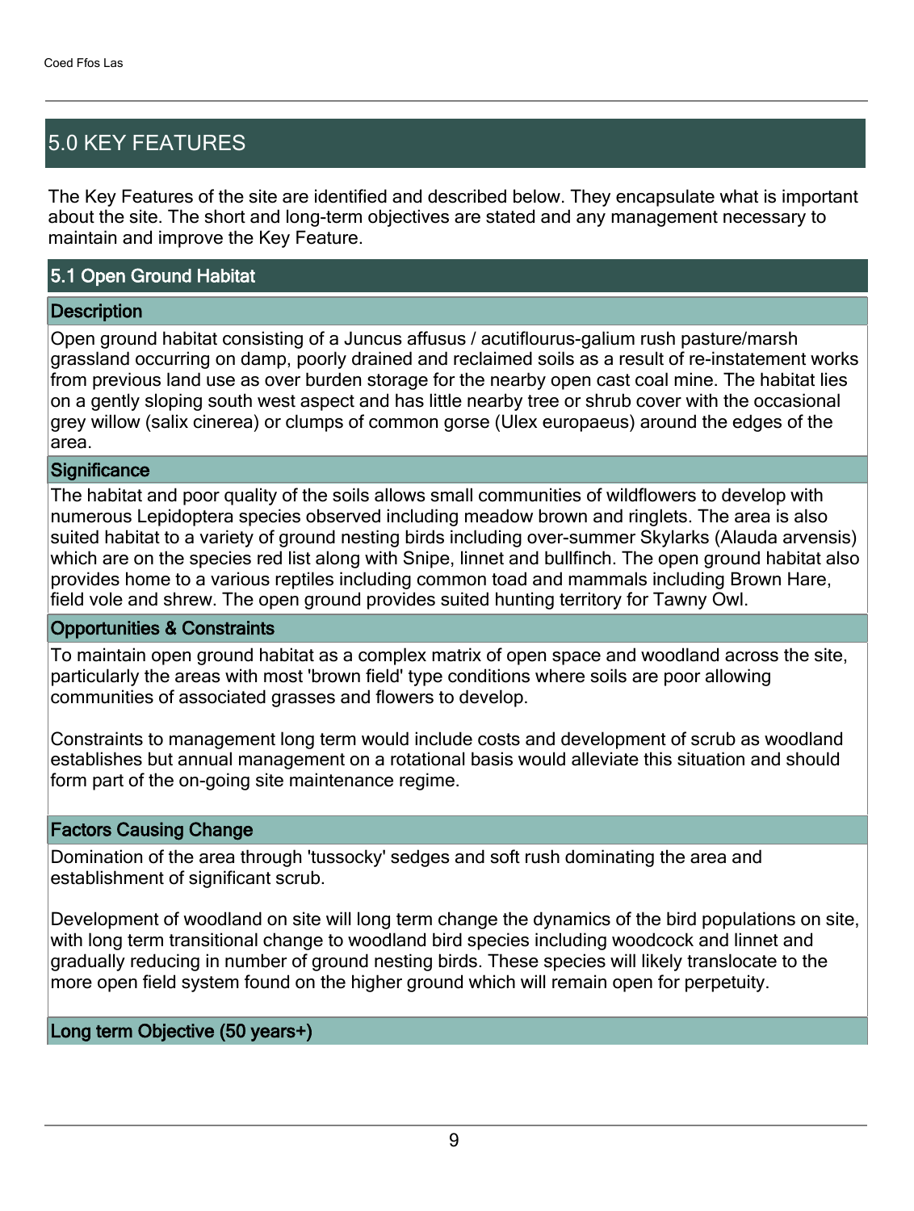## 5.0 KEY FEATURES

The Key Features of the site are identified and described below. They encapsulate what is important about the site. The short and long-term objectives are stated and any management necessary to maintain and improve the Key Feature.

### 5.1 Open Ground Habitat

#### Description

Open ground habitat consisting of a Juncus affusus / acutiflourus-galium rush pasture/marsh grassland occurring on damp, poorly drained and reclaimed soils as a result of re-instatement works from previous land use as over burden storage for the nearby open cast coal mine. The habitat lies on a gently sloping south west aspect and has little nearby tree or shrub cover with the occasional grey willow (salix cinerea) or clumps of common gorse (Ulex europaeus) around the edges of the area.

#### Significance

The habitat and poor quality of the soils allows small communities of wildflowers to develop with numerous Lepidoptera species observed including meadow brown and ringlets. The area is also suited habitat to a variety of ground nesting birds including over-summer Skylarks (Alauda arvensis) which are on the species red list along with Snipe, linnet and bullfinch. The open ground habitat also provides home to a various reptiles including common toad and mammals including Brown Hare, field vole and shrew. The open ground provides suited hunting territory for Tawny Owl.

#### Opportunities & Constraints

To maintain open ground habitat as a complex matrix of open space and woodland across the site, particularly the areas with most 'brown field' type conditions where soils are poor allowing communities of associated grasses and flowers to develop.

Constraints to management long term would include costs and development of scrub as woodland establishes but annual management on a rotational basis would alleviate this situation and should form part of the on-going site maintenance regime.

#### Factors Causing Change

Domination of the area through 'tussocky' sedges and soft rush dominating the area and establishment of significant scrub.

Development of woodland on site will long term change the dynamics of the bird populations on site, with long term transitional change to woodland bird species including woodcock and linnet and gradually reducing in number of ground nesting birds. These species will likely translocate to the more open field system found on the higher ground which will remain open for perpetuity.

#### Long term Objective (50 years+)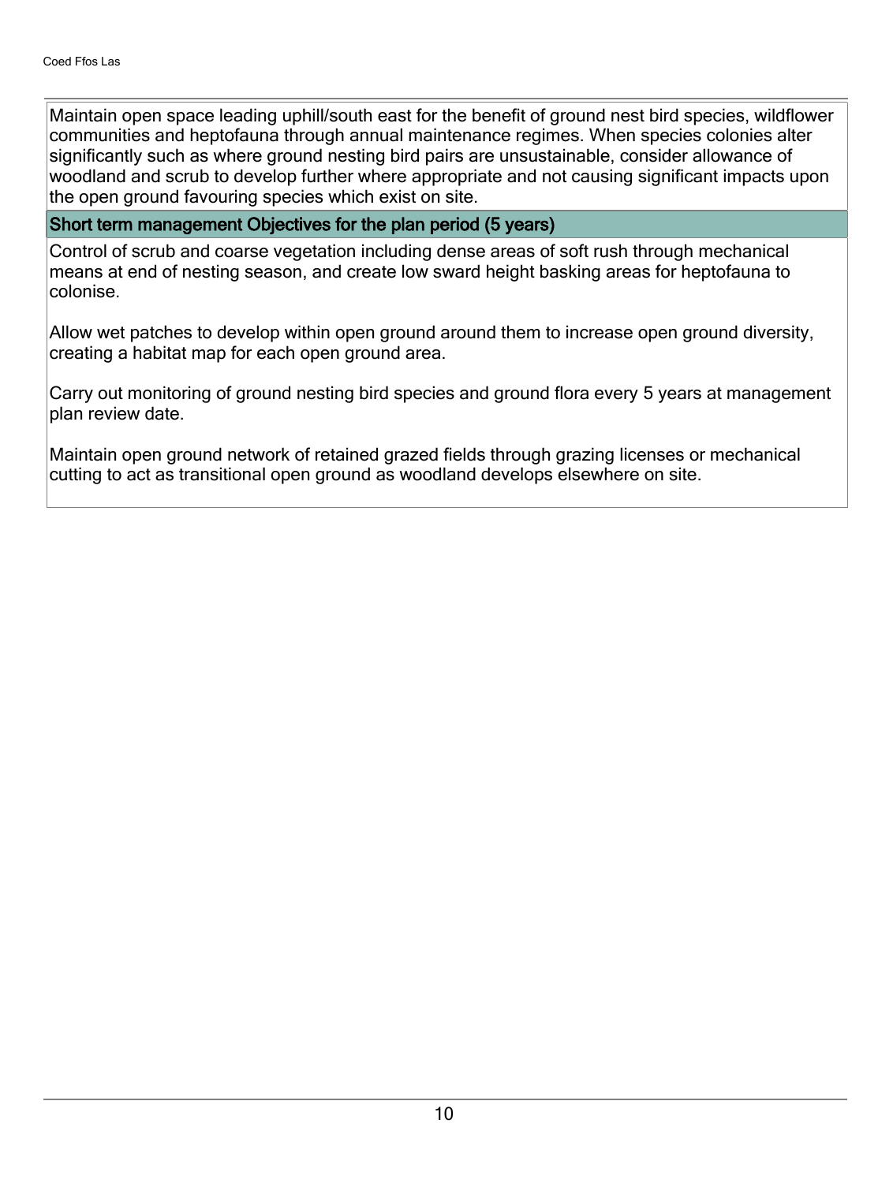Maintain open space leading uphill/south east for the benefit of ground nest bird species, wildflower communities and heptofauna through annual maintenance regimes. When species colonies alter significantly such as where ground nesting bird pairs are unsustainable, consider allowance of woodland and scrub to develop further where appropriate and not causing significant impacts upon the open ground favouring species which exist on site.

### Short term management Objectives for the plan period (5 years)

Control of scrub and coarse vegetation including dense areas of soft rush through mechanical means at end of nesting season, and create low sward height basking areas for heptofauna to colonise.

Allow wet patches to develop within open ground around them to increase open ground diversity, creating a habitat map for each open ground area.

Carry out monitoring of ground nesting bird species and ground flora every 5 years at management plan review date.

Maintain open ground network of retained grazed fields through grazing licenses or mechanical cutting to act as transitional open ground as woodland develops elsewhere on site.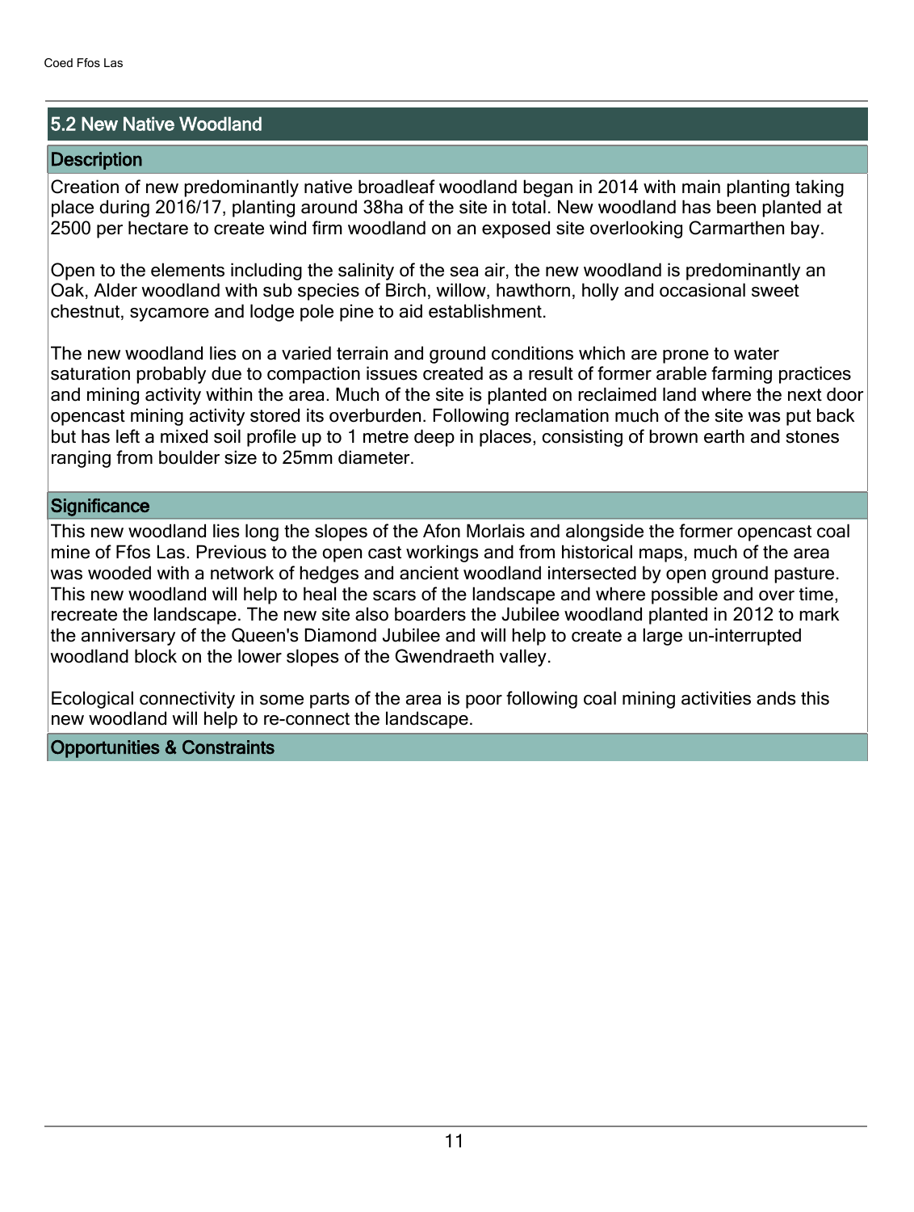## 5.2 New Native Woodland

### Description

Creation of new predominantly native broadleaf woodland began in 2014 with main planting taking place during 2016/17, planting around 38ha of the site in total. New woodland has been planted at 2500 per hectare to create wind firm woodland on an exposed site overlooking Carmarthen bay.

Open to the elements including the salinity of the sea air, the new woodland is predominantly an Oak, Alder woodland with sub species of Birch, willow, hawthorn, holly and occasional sweet chestnut, sycamore and lodge pole pine to aid establishment.

The new woodland lies on a varied terrain and ground conditions which are prone to water saturation probably due to compaction issues created as a result of former arable farming practices and mining activity within the area. Much of the site is planted on reclaimed land where the next door opencast mining activity stored its overburden. Following reclamation much of the site was put back but has left a mixed soil profile up to 1 metre deep in places, consisting of brown earth and stones ranging from boulder size to 25mm diameter.

### Significance

This new woodland lies long the slopes of the Afon Morlais and alongside the former opencast coal mine of Ffos Las. Previous to the open cast workings and from historical maps, much of the area was wooded with a network of hedges and ancient woodland intersected by open ground pasture. This new woodland will help to heal the scars of the landscape and where possible and over time, recreate the landscape. The new site also boarders the Jubilee woodland planted in 2012 to mark the anniversary of the Queen's Diamond Jubilee and will help to create a large un-interrupted woodland block on the lower slopes of the Gwendraeth valley.

Ecological connectivity in some parts of the area is poor following coal mining activities ands this new woodland will help to re-connect the landscape.

### Opportunities & Constraints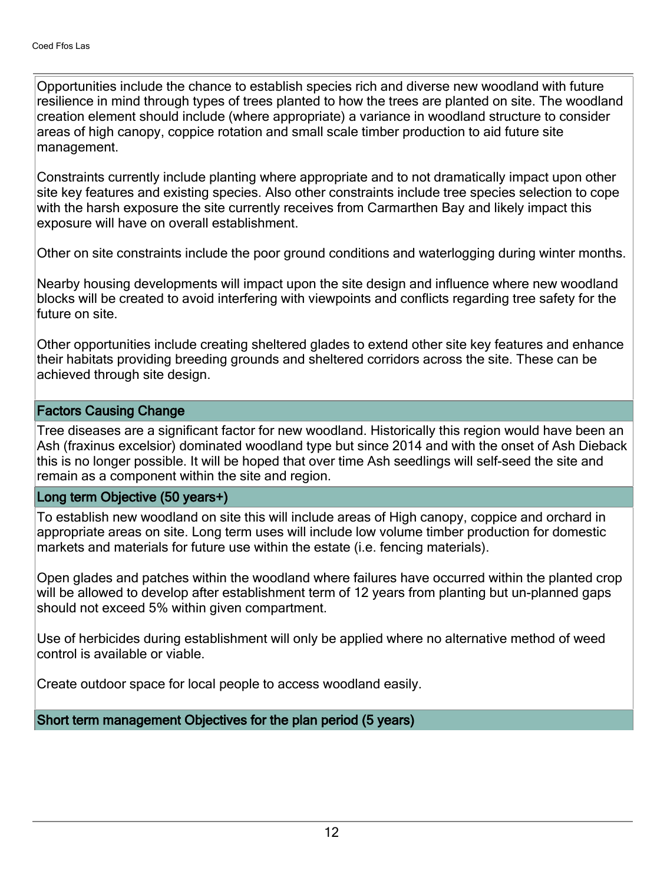Opportunities include the chance to establish species rich and diverse new woodland with future resilience in mind through types of trees planted to how the trees are planted on site. The woodland creation element should include (where appropriate) a variance in woodland structure to consider areas of high canopy, coppice rotation and small scale timber production to aid future site management.

Constraints currently include planting where appropriate and to not dramatically impact upon other site key features and existing species. Also other constraints include tree species selection to cope with the harsh exposure the site currently receives from Carmarthen Bay and likely impact this exposure will have on overall establishment.

Other on site constraints include the poor ground conditions and waterlogging during winter months.

Nearby housing developments will impact upon the site design and influence where new woodland blocks will be created to avoid interfering with viewpoints and conflicts regarding tree safety for the future on site.

Other opportunities include creating sheltered glades to extend other site key features and enhance their habitats providing breeding grounds and sheltered corridors across the site. These can be achieved through site design.

### Factors Causing Change

Tree diseases are a significant factor for new woodland. Historically this region would have been an Ash (fraxinus excelsior) dominated woodland type but since 2014 and with the onset of Ash Dieback this is no longer possible. It will be hoped that over time Ash seedlings will self-seed the site and remain as a component within the site and region.

### Long term Objective (50 years+)

To establish new woodland on site this will include areas of High canopy, coppice and orchard in appropriate areas on site. Long term uses will include low volume timber production for domestic markets and materials for future use within the estate (i.e. fencing materials).

Open glades and patches within the woodland where failures have occurred within the planted crop will be allowed to develop after establishment term of 12 years from planting but un-planned gaps should not exceed 5% within given compartment.

Use of herbicides during establishment will only be applied where no alternative method of weed control is available or viable.

Create outdoor space for local people to access woodland easily.

### Short term management Objectives for the plan period (5 years)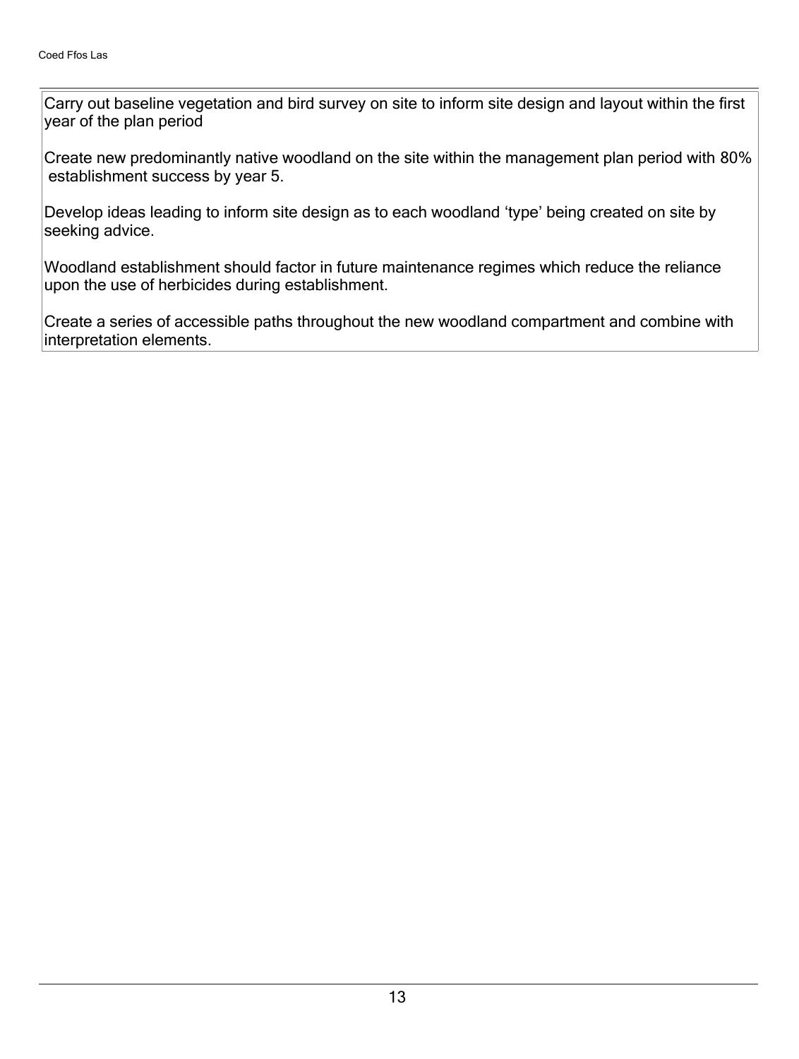Carry out baseline vegetation and bird survey on site to inform site design and layout within the first year of the plan period

Create new predominantly native woodland on the site within the management plan period with 80% establishment success by year 5.

Develop ideas leading to inform site design as to each woodland 'type' being created on site by seeking advice.

Woodland establishment should factor in future maintenance regimes which reduce the reliance upon the use of herbicides during establishment.

Create a series of accessible paths throughout the new woodland compartment and combine with interpretation elements.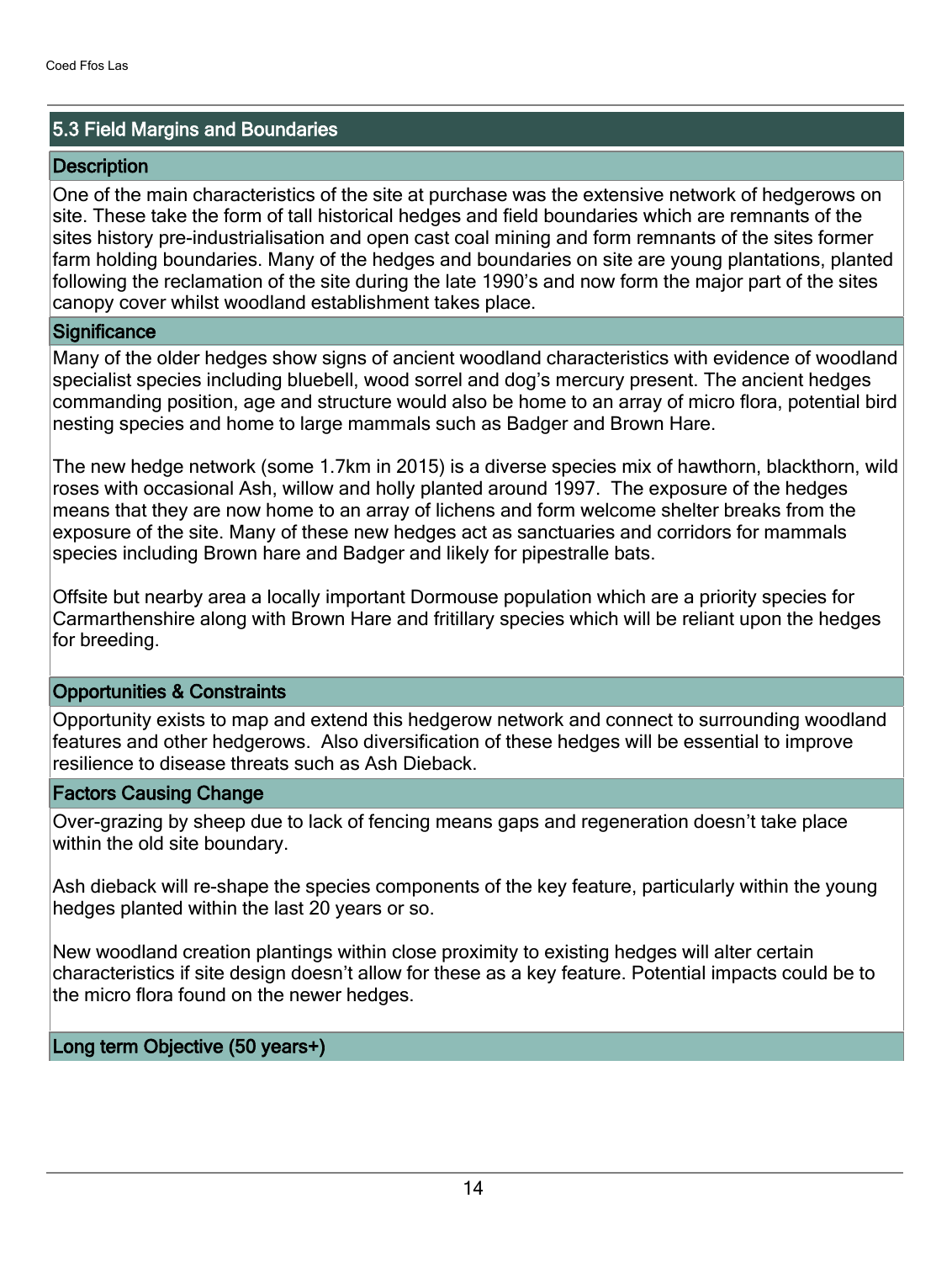## 5.3 Field Margins and Boundaries

### Description

One of the main characteristics of the site at purchase was the extensive network of hedgerows on site. These take the form of tall historical hedges and field boundaries which are remnants of the sites history pre-industrialisation and open cast coal mining and form remnants of the sites former farm holding boundaries. Many of the hedges and boundaries on site are young plantations, planted following the reclamation of the site during the late 1990's and now form the major part of the sites canopy cover whilst woodland establishment takes place.

### Significance

Many of the older hedges show signs of ancient woodland characteristics with evidence of woodland specialist species including bluebell, wood sorrel and dog's mercury present. The ancient hedges commanding position, age and structure would also be home to an array of micro flora, potential bird nesting species and home to large mammals such as Badger and Brown Hare.

The new hedge network (some 1.7km in 2015) is a diverse species mix of hawthorn, blackthorn, wild roses with occasional Ash, willow and holly planted around 1997. The exposure of the hedges means that they are now home to an array of lichens and form welcome shelter breaks from the exposure of the site. Many of these new hedges act as sanctuaries and corridors for mammals species including Brown hare and Badger and likely for pipestralle bats.

Offsite but nearby area a locally important Dormouse population which are a priority species for Carmarthenshire along with Brown Hare and fritillary species which will be reliant upon the hedges for breeding.

### Opportunities & Constraints

Opportunity exists to map and extend this hedgerow network and connect to surrounding woodland features and other hedgerows. Also diversification of these hedges will be essential to improve resilience to disease threats such as Ash Dieback.

### Factors Causing Change

Over-grazing by sheep due to lack of fencing means gaps and regeneration doesn't take place within the old site boundary.

Ash dieback will re-shape the species components of the key feature, particularly within the young hedges planted within the last 20 years or so.

New woodland creation plantings within close proximity to existing hedges will alter certain characteristics if site design doesn't allow for these as a key feature. Potential impacts could be to the micro flora found on the newer hedges.

### Long term Objective (50 years+)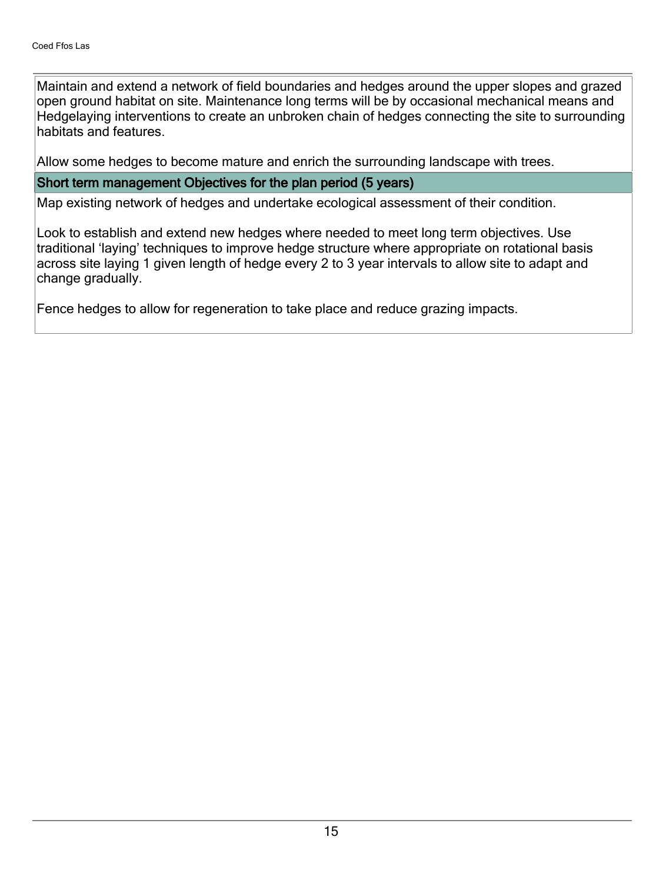Maintain and extend a network of field boundaries and hedges around the upper slopes and grazed open ground habitat on site. Maintenance long terms will be by occasional mechanical means and Hedgelaying interventions to create an unbroken chain of hedges connecting the site to surrounding habitats and features.

Allow some hedges to become mature and enrich the surrounding landscape with trees.

### Short term management Objectives for the plan period (5 years)

Map existing network of hedges and undertake ecological assessment of their condition.

Look to establish and extend new hedges where needed to meet long term objectives. Use traditional 'laying' techniques to improve hedge structure where appropriate on rotational basis across site laying 1 given length of hedge every 2 to 3 year intervals to allow site to adapt and change gradually.

Fence hedges to allow for regeneration to take place and reduce grazing impacts.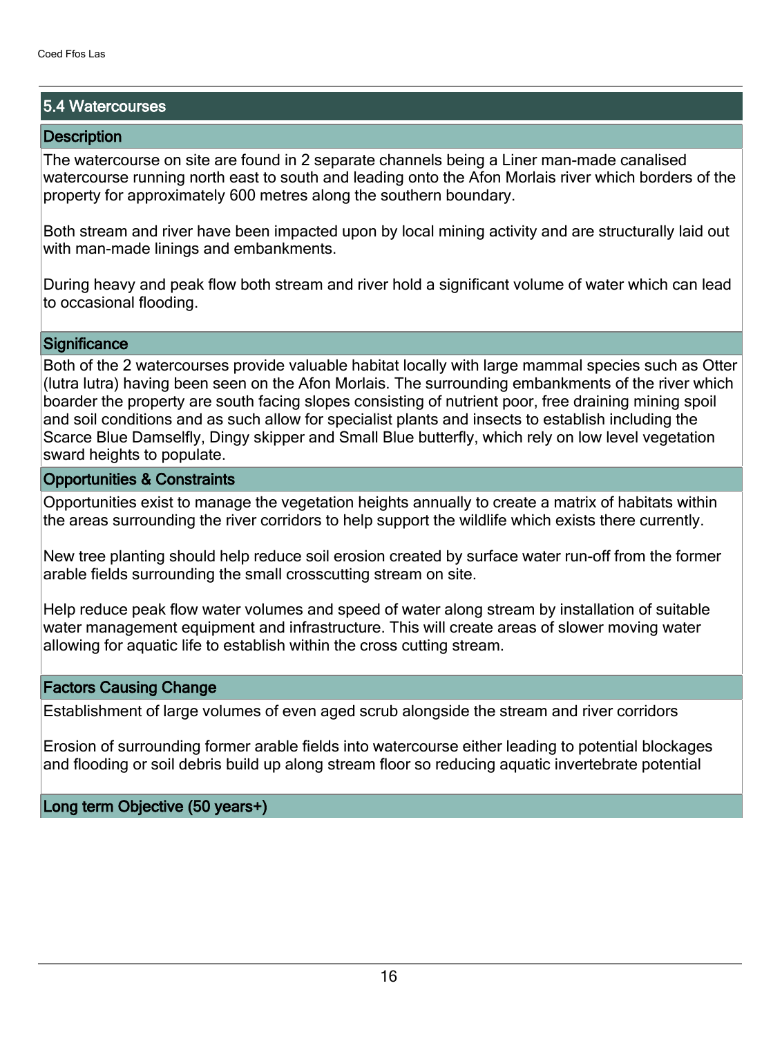## 5.4 Watercourses

### Description

The watercourse on site are found in 2 separate channels being a Liner man-made canalised watercourse running north east to south and leading onto the Afon Morlais river which borders of the property for approximately 600 metres along the southern boundary.

Both stream and river have been impacted upon by local mining activity and are structurally laid out with man-made linings and embankments.

During heavy and peak flow both stream and river hold a significant volume of water which can lead to occasional flooding.

### Significance

Both of the 2 watercourses provide valuable habitat locally with large mammal species such as Otter (lutra lutra) having been seen on the Afon Morlais. The surrounding embankments of the river which boarder the property are south facing slopes consisting of nutrient poor, free draining mining spoil and soil conditions and as such allow for specialist plants and insects to establish including the Scarce Blue Damselfly, Dingy skipper and Small Blue butterfly, which rely on low level vegetation sward heights to populate.

### Opportunities & Constraints

Opportunities exist to manage the vegetation heights annually to create a matrix of habitats within the areas surrounding the river corridors to help support the wildlife which exists there currently.

New tree planting should help reduce soil erosion created by surface water run-off from the former arable fields surrounding the small crosscutting stream on site.

Help reduce peak flow water volumes and speed of water along stream by installation of suitable water management equipment and infrastructure. This will create areas of slower moving water allowing for aquatic life to establish within the cross cutting stream.

### Factors Causing Change

Establishment of large volumes of even aged scrub alongside the stream and river corridors

Erosion of surrounding former arable fields into watercourse either leading to potential blockages and flooding or soil debris build up along stream floor so reducing aquatic invertebrate potential

### Long term Objective (50 years+)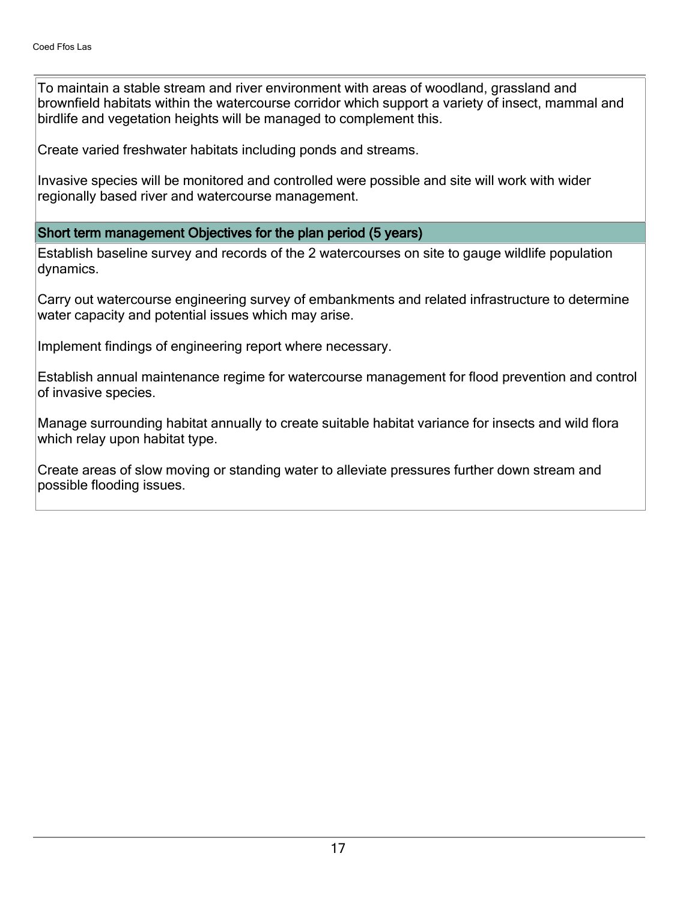To maintain a stable stream and river environment with areas of woodland, grassland and brownfield habitats within the watercourse corridor which support a variety of insect, mammal and birdlife and vegetation heights will be managed to complement this.

Create varied freshwater habitats including ponds and streams.

Invasive species will be monitored and controlled were possible and site will work with wider regionally based river and watercourse management.

## Short term management Objectives for the plan period (5 years)

Establish baseline survey and records of the 2 watercourses on site to gauge wildlife population dynamics.

Carry out watercourse engineering survey of embankments and related infrastructure to determine water capacity and potential issues which may arise.

Implement findings of engineering report where necessary.

Establish annual maintenance regime for watercourse management for flood prevention and control of invasive species.

Manage surrounding habitat annually to create suitable habitat variance for insects and wild flora which relay upon habitat type.

Create areas of slow moving or standing water to alleviate pressures further down stream and possible flooding issues.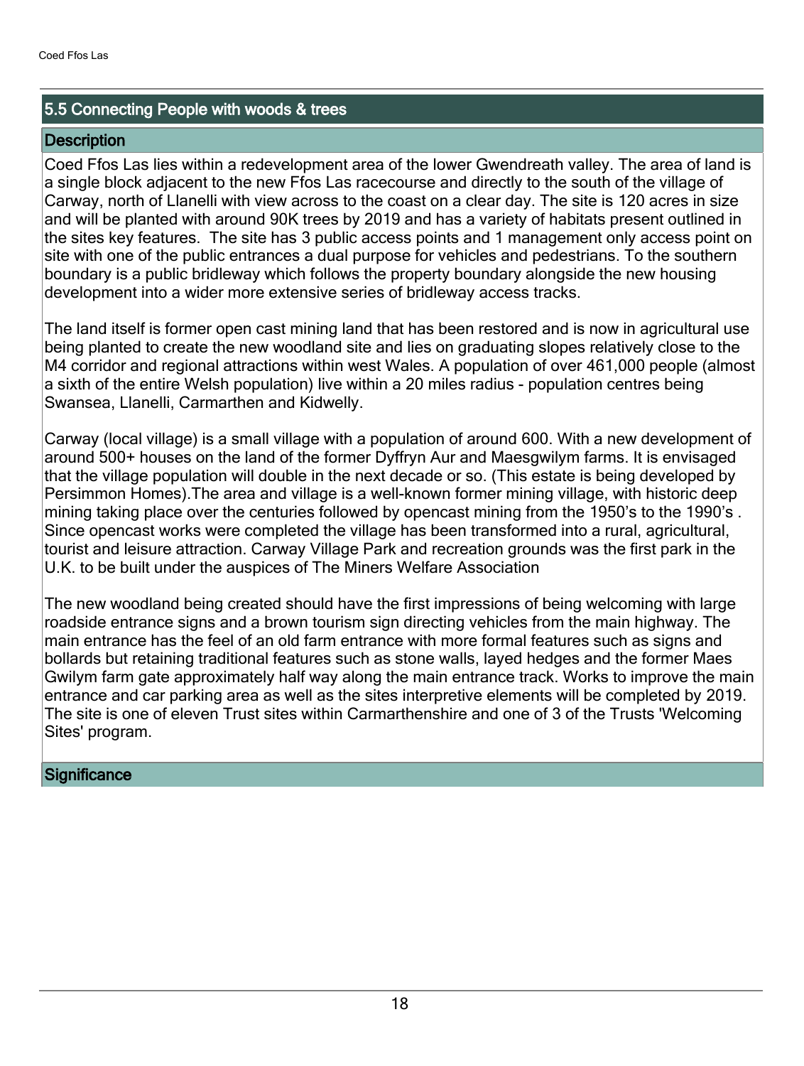## 5.5 Connecting People with woods & trees

### Description

Coed Ffos Las lies within a redevelopment area of the lower Gwendreath valley. The area of land is a single block adjacent to the new Ffos Las racecourse and directly to the south of the village of Carway, north of Llanelli with view across to the coast on a clear day. The site is 120 acres in size and will be planted with around 90K trees by 2019 and has a variety of habitats present outlined in the sites key features. The site has 3 public access points and 1 management only access point on site with one of the public entrances a dual purpose for vehicles and pedestrians. To the southern boundary is a public bridleway which follows the property boundary alongside the new housing development into a wider more extensive series of bridleway access tracks.

The land itself is former open cast mining land that has been restored and is now in agricultural use being planted to create the new woodland site and lies on graduating slopes relatively close to the M4 corridor and regional attractions within west Wales. A population of over 461,000 people (almost a sixth of the entire Welsh population) live within a 20 miles radius - population centres being Swansea, Llanelli, Carmarthen and Kidwelly.

Carway (local village) is a small village with a population of around 600. With a new development of around 500+ houses on the land of the former Dyffryn Aur and Maesgwilym farms. It is envisaged that the village population will double in the next decade or so. (This estate is being developed by Persimmon Homes).The area and village is a well-known former mining village, with historic deep mining taking place over the centuries followed by opencast mining from the 1950's to the 1990's . Since opencast works were completed the village has been transformed into a rural, agricultural, tourist and leisure attraction. Carway Village Park and recreation grounds was the first park in the U.K. to be built under the auspices of The Miners Welfare Association

The new woodland being created should have the first impressions of being welcoming with large roadside entrance signs and a brown tourism sign directing vehicles from the main highway. The main entrance has the feel of an old farm entrance with more formal features such as signs and bollards but retaining traditional features such as stone walls, layed hedges and the former Maes Gwilym farm gate approximately half way along the main entrance track. Works to improve the main entrance and car parking area as well as the sites interpretive elements will be completed by 2019. The site is one of eleven Trust sites within Carmarthenshire and one of 3 of the Trusts 'Welcoming Sites' program.

### Significance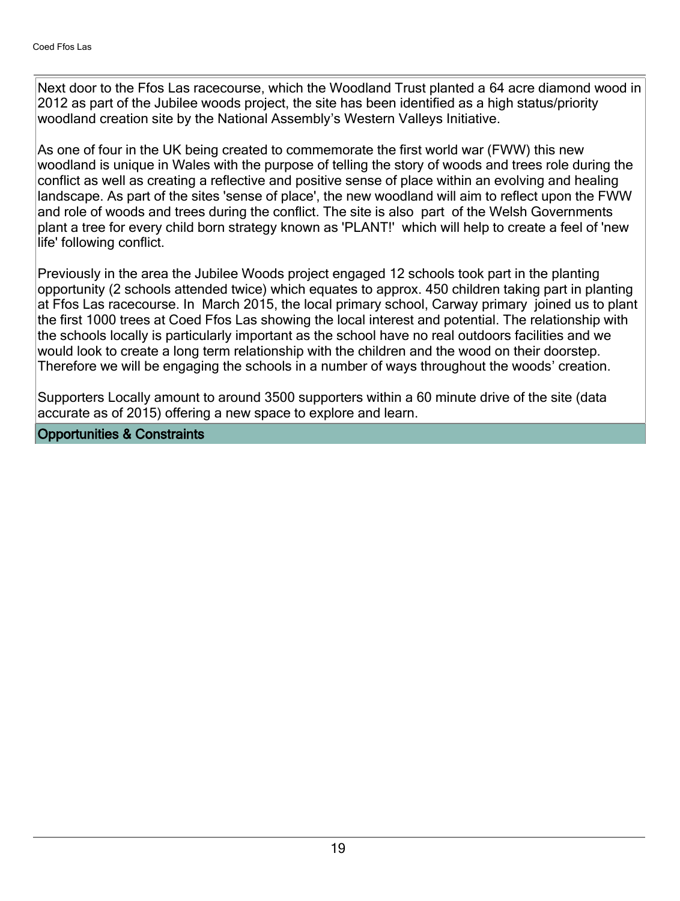Next door to the Ffos Las racecourse, which the Woodland Trust planted a 64 acre diamond wood in 2012 as part of the Jubilee woods project, the site has been identified as a high status/priority woodland creation site by the National Assembly's Western Valleys Initiative.

As one of four in the UK being created to commemorate the first world war (FWW) this new woodland is unique in Wales with the purpose of telling the story of woods and trees role during the conflict as well as creating a reflective and positive sense of place within an evolving and healing landscape. As part of the sites 'sense of place', the new woodland will aim to reflect upon the FWW and role of woods and trees during the conflict. The site is also part of the Welsh Governments plant a tree for every child born strategy known as 'PLANT!' which will help to create a feel of 'new life' following conflict.

Previously in the area the Jubilee Woods project engaged 12 schools took part in the planting opportunity (2 schools attended twice) which equates to approx. 450 children taking part in planting at Ffos Las racecourse. In March 2015, the local primary school, Carway primary joined us to plant the first 1000 trees at Coed Ffos Las showing the local interest and potential. The relationship with the schools locally is particularly important as the school have no real outdoors facilities and we would look to create a long term relationship with the children and the wood on their doorstep. Therefore we will be engaging the schools in a number of ways throughout the woods' creation.

Supporters Locally amount to around 3500 supporters within a 60 minute drive of the site (data accurate as of 2015) offering a new space to explore and learn.

## Opportunities & Constraints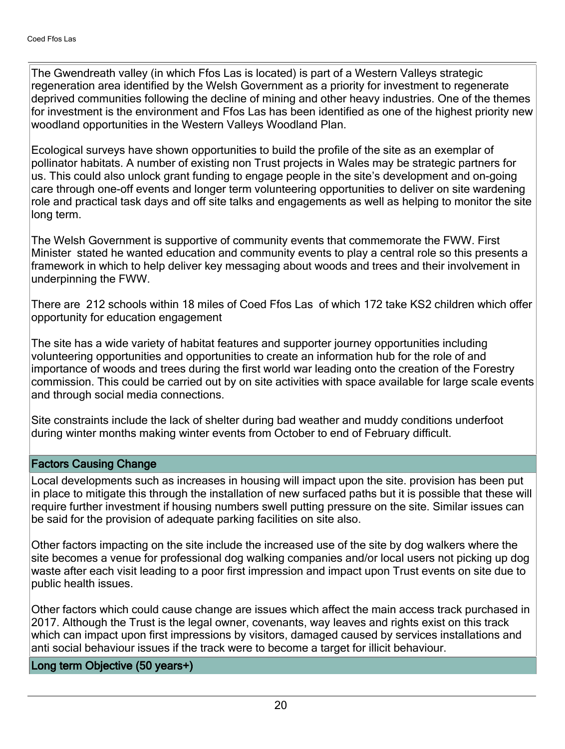The Gwendreath valley (in which Ffos Las is located) is part of a Western Valleys strategic regeneration area identified by the Welsh Government as a priority for investment to regenerate deprived communities following the decline of mining and other heavy industries. One of the themes for investment is the environment and Ffos Las has been identified as one of the highest priority new woodland opportunities in the Western Valleys Woodland Plan.

Ecological surveys have shown opportunities to build the profile of the site as an exemplar of pollinator habitats. A number of existing non Trust projects in Wales may be strategic partners for us. This could also unlock grant funding to engage people in the site's development and on-going care through one-off events and longer term volunteering opportunities to deliver on site wardening role and practical task days and off site talks and engagements as well as helping to monitor the site long term.

The Welsh Government is supportive of community events that commemorate the FWW. First Minister stated he wanted education and community events to play a central role so this presents a framework in which to help deliver key messaging about woods and trees and their involvement in underpinning the FWW.

There are 212 schools within 18 miles of Coed Ffos Las of which 172 take KS2 children which offer opportunity for education engagement

The site has a wide variety of habitat features and supporter journey opportunities including volunteering opportunities and opportunities to create an information hub for the role of and importance of woods and trees during the first world war leading onto the creation of the Forestry commission. This could be carried out by on site activities with space available for large scale events and through social media connections.

Site constraints include the lack of shelter during bad weather and muddy conditions underfoot during winter months making winter events from October to end of February difficult.

## Factors Causing Change

Local developments such as increases in housing will impact upon the site. provision has been put in place to mitigate this through the installation of new surfaced paths but it is possible that these will require further investment if housing numbers swell putting pressure on the site. Similar issues can be said for the provision of adequate parking facilities on site also.

Other factors impacting on the site include the increased use of the site by dog walkers where the site becomes a venue for professional dog walking companies and/or local users not picking up dog waste after each visit leading to a poor first impression and impact upon Trust events on site due to public health issues.

Other factors which could cause change are issues which affect the main access track purchased in 2017. Although the Trust is the legal owner, covenants, way leaves and rights exist on this track which can impact upon first impressions by visitors, damaged caused by services installations and anti social behaviour issues if the track were to become a target for illicit behaviour.

## Long term Objective (50 years+)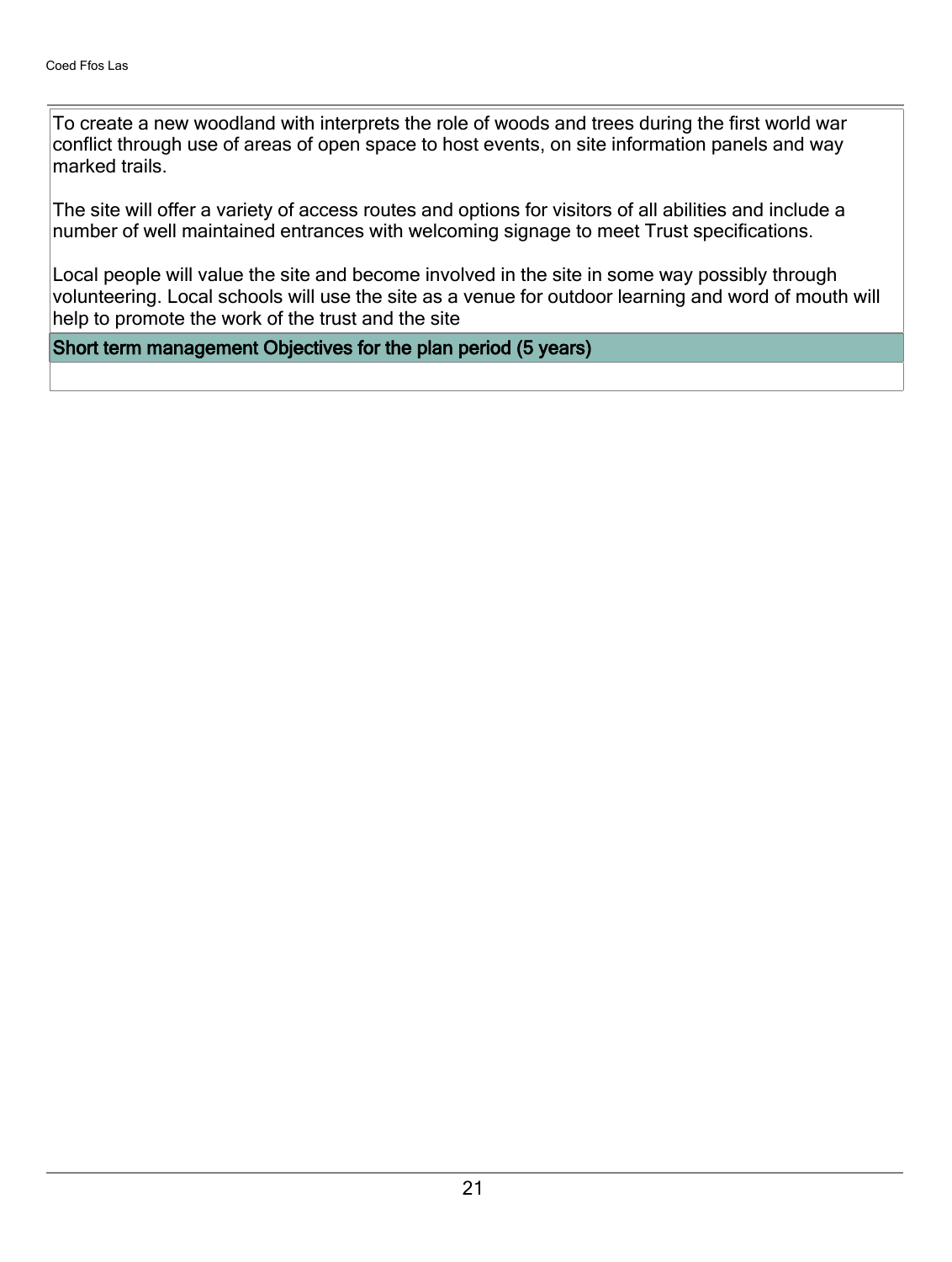To create a new woodland with interprets the role of woods and trees during the first world war conflict through use of areas of open space to host events, on site information panels and way marked trails.

The site will offer a variety of access routes and options for visitors of all abilities and include a number of well maintained entrances with welcoming signage to meet Trust specifications.

Local people will value the site and become involved in the site in some way possibly through volunteering. Local schools will use the site as a venue for outdoor learning and word of mouth will help to promote the work of the trust and the site

## Short term management Objectives for the plan period (5 years)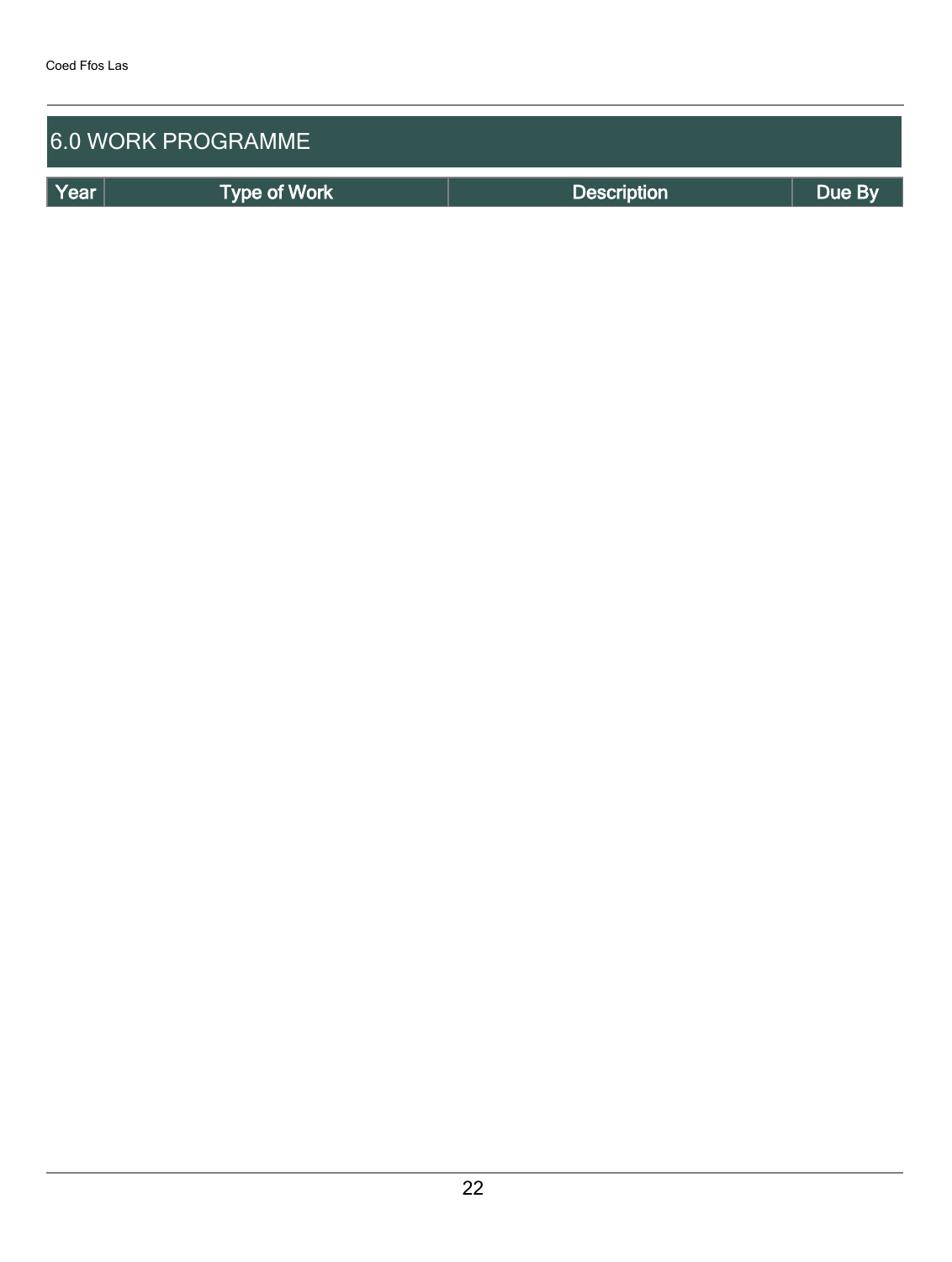## 6.0 WORK PROGRAMME

| Year | Type of Work | Description | Due By |
| --- | --- | --- | --- |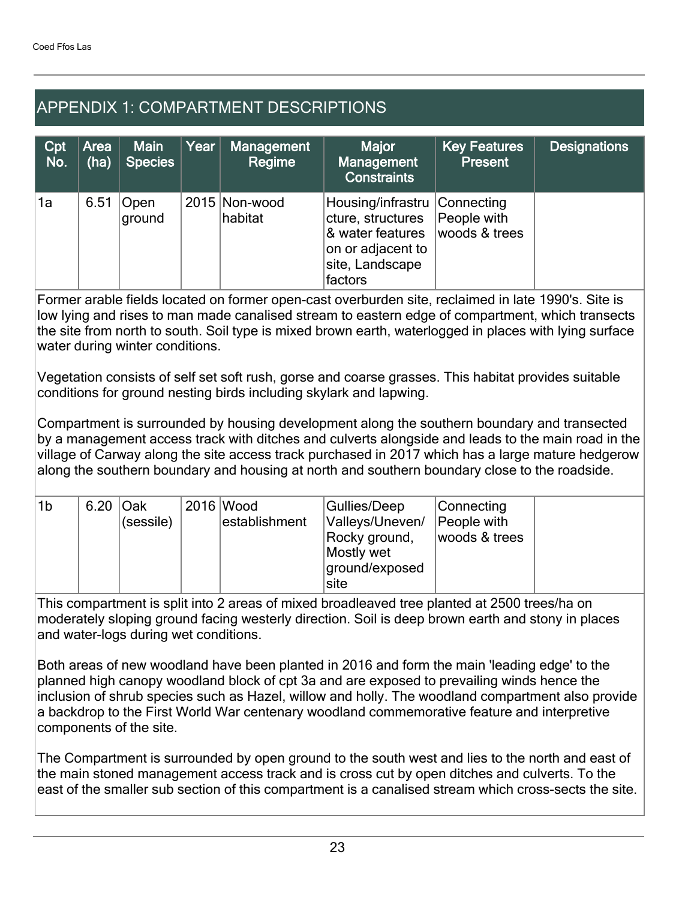## APPENDIX 1: COMPARTMENT DESCRIPTIONS

| Cpt No. | Area (ha) | Main Species | Year | Management Regime | Major Management Constraints | Key Features Present | Designations |
|---|---|---|---|---|---|---|---|
| 1a | 6.51 | Open ground | 2015 | Non-wood habitat | Housing/infrastructure, structures & water features on or adjacent to site, Landscape factors | Connecting People with woods & trees | |

Former arable fields located on former open-cast overburden site, reclaimed in late 1990's. Site is low lying and rises to man made canalised stream to eastern edge of compartment, which transects the site from north to south. Soil type is mixed brown earth, waterlogged in places with lying surface water during winter conditions.

Vegetation consists of self set soft rush, gorse and coarse grasses. This habitat provides suitable conditions for ground nesting birds including skylark and lapwing.

Compartment is surrounded by housing development along the southern boundary and transected by a management access track with ditches and culverts alongside and leads to the main road in the village of Carway along the site access track purchased in 2017 which has a large mature hedgerow along the southern boundary and housing at north and southern boundary close to the roadside.

| Cpt No. | Area (ha) | Main Species | Year | Management Regime | Major Management Constraints | Key Features Present | Designations |
|---|---|---|---|---|---|---|---|
| 1b | 6.20 | Oak (sessile) | 2016 | Wood establishment | Gullies/Deep Valleys/Uneven/ Rocky ground, Mostly wet ground/exposed site | Connecting People with woods & trees | |

This compartment is split into 2 areas of mixed broadleaved tree planted at 2500 trees/ha on moderately sloping ground facing westerly direction. Soil is deep brown earth and stony in places and water-logs during wet conditions.

Both areas of new woodland have been planted in 2016 and form the main 'leading edge' to the planned high canopy woodland block of cpt 3a and are exposed to prevailing winds hence the inclusion of shrub species such as Hazel, willow and holly. The woodland compartment also provide a backdrop to the First World War centenary woodland commemorative feature and interpretive components of the site.

The Compartment is surrounded by open ground to the south west and lies to the north and east of the main stoned management access track and is cross cut by open ditches and culverts. To the east of the smaller sub section of this compartment is a canalised stream which cross-sects the site.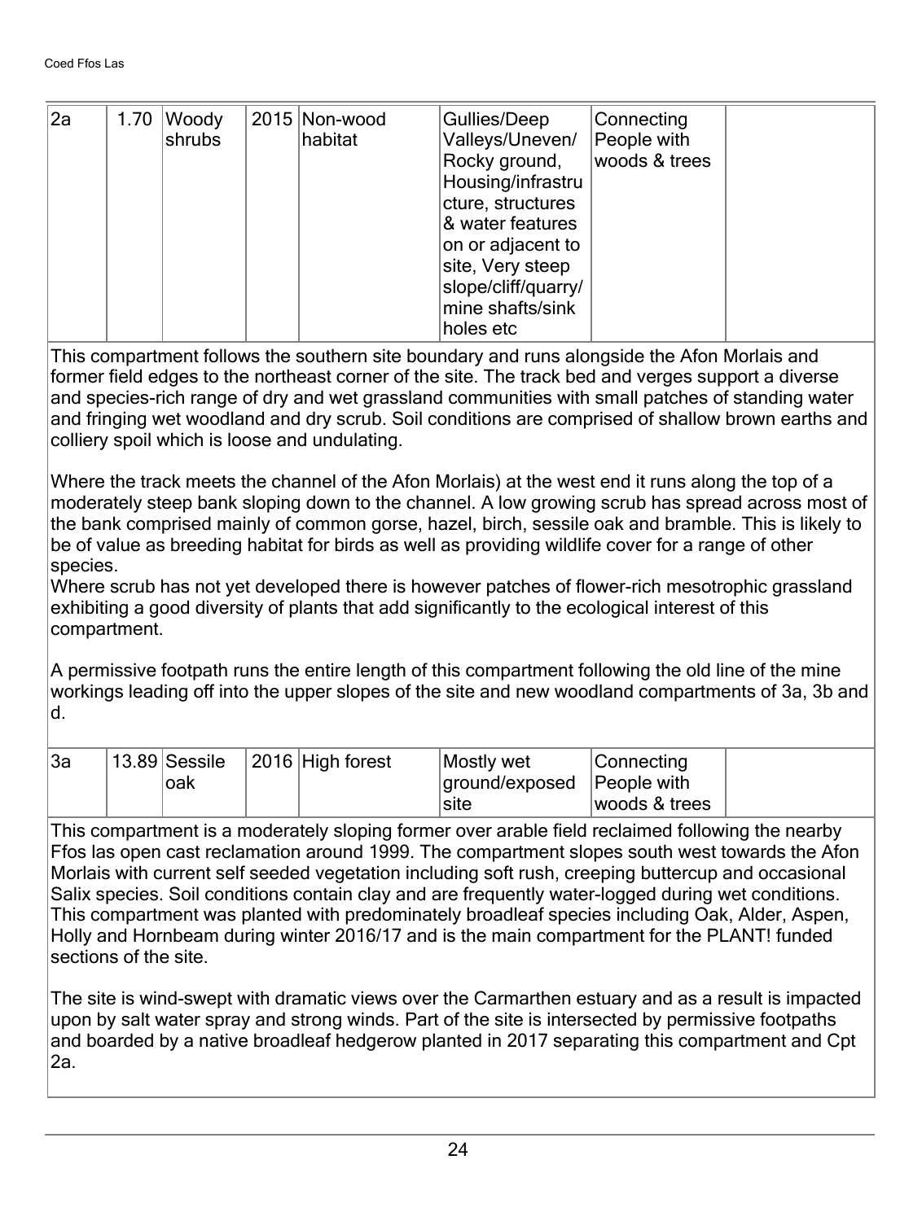| 2a | 1.70 | Woody shrubs | 2015 | Non-wood habitat | Gullies/Deep Valleys/Uneven/ Rocky ground, Housing/infrastructure, structures & water features on or adjacent to site, Very steep slope/cliff/quarry/ mine shafts/sink holes etc | Connecting People with woods & trees | |
|---|---|---|---|---|---|---|---|

This compartment follows the southern site boundary and runs alongside the Afon Morlais and former field edges to the northeast corner of the site. The track bed and verges support a diverse and species-rich range of dry and wet grassland communities with small patches of standing water and fringing wet woodland and dry scrub. Soil conditions are comprised of shallow brown earths and colliery spoil which is loose and undulating.

Where the track meets the channel of the Afon Morlais) at the west end it runs along the top of a moderately steep bank sloping down to the channel. A low growing scrub has spread across most of the bank comprised mainly of common gorse, hazel, birch, sessile oak and bramble. This is likely to be of value as breeding habitat for birds as well as providing wildlife cover for a range of other species.
Where scrub has not yet developed there is however patches of flower-rich mesotrophic grassland exhibiting a good diversity of plants that add significantly to the ecological interest of this compartment.

A permissive footpath runs the entire length of this compartment following the old line of the mine workings leading off into the upper slopes of the site and new woodland compartments of 3a, 3b and d.

| 3a | 13.89 | Sessile oak | 2016 | High forest | Mostly wet ground/exposed site | Connecting People with woods & trees | |
|---|---|---|---|---|---|---|---|

This compartment is a moderately sloping former over arable field reclaimed following the nearby Ffos las open cast reclamation around 1999. The compartment slopes south west towards the Afon Morlais with current self seeded vegetation including soft rush, creeping buttercup and occasional Salix species. Soil conditions contain clay and are frequently water-logged during wet conditions. This compartment was planted with predominately broadleaf species including Oak, Alder, Aspen, Holly and Hornbeam during winter 2016/17 and is the main compartment for the PLANT! funded sections of the site.

The site is wind-swept with dramatic views over the Carmarthen estuary and as a result is impacted upon by salt water spray and strong winds. Part of the site is intersected by permissive footpaths and boarded by a native broadleaf hedgerow planted in 2017 separating this compartment and Cpt 2a.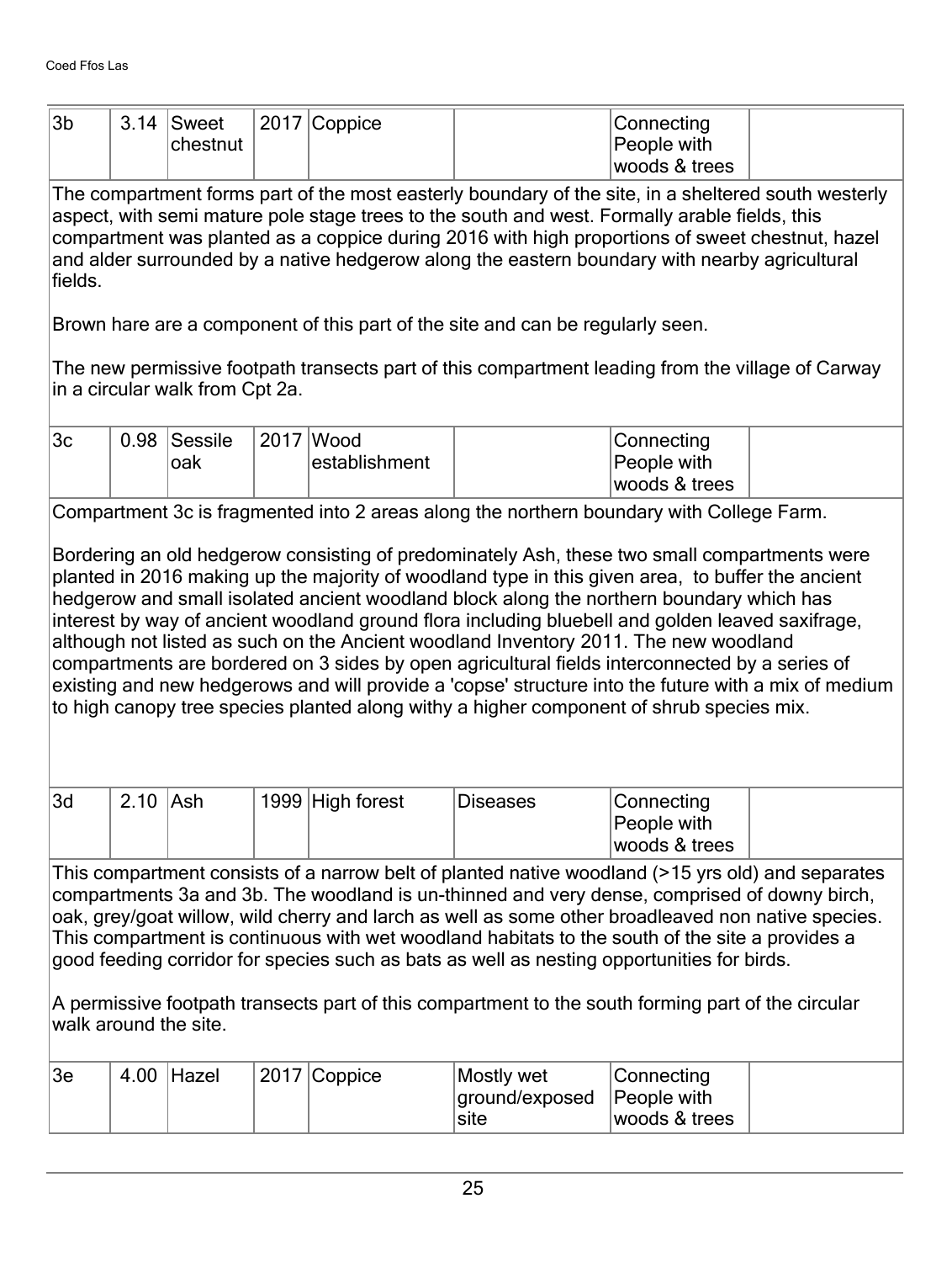| 3b | 3.14 | Sweet chestnut | 2017 | Coppice | | Connecting People with woods & trees | |
|---|---|---|---|---|---|---|---|

The compartment forms part of the most easterly boundary of the site, in a sheltered south westerly aspect, with semi mature pole stage trees to the south and west. Formally arable fields, this compartment was planted as a coppice during 2016 with high proportions of sweet chestnut, hazel and alder surrounded by a native hedgerow along the eastern boundary with nearby agricultural fields.

Brown hare are a component of this part of the site and can be regularly seen.

The new permissive footpath transects part of this compartment leading from the village of Carway in a circular walk from Cpt 2a.

| 3c | 0.98 | Sessile oak | 2017 | Wood establishment | | Connecting People with woods & trees | |
|---|---|---|---|---|---|---|---|

Compartment 3c is fragmented into 2 areas along the northern boundary with College Farm.

Bordering an old hedgerow consisting of predominately Ash, these two small compartments were planted in 2016 making up the majority of woodland type in this given area, to buffer the ancient hedgerow and small isolated ancient woodland block along the northern boundary which has interest by way of ancient woodland ground flora including bluebell and golden leaved saxifrage, although not listed as such on the Ancient woodland Inventory 2011. The new woodland compartments are bordered on 3 sides by open agricultural fields interconnected by a series of existing and new hedgerows and will provide a 'copse' structure into the future with a mix of medium to high canopy tree species planted along withy a higher component of shrub species mix.

| 3d | 2.10 | Ash | 1999 | High forest | Diseases | Connecting People with woods & trees | |
|---|---|---|---|---|---|---|---|

This compartment consists of a narrow belt of planted native woodland (>15 yrs old) and separates compartments 3a and 3b. The woodland is un-thinned and very dense, comprised of downy birch, oak, grey/goat willow, wild cherry and larch as well as some other broadleaved non native species. This compartment is continuous with wet woodland habitats to the south of the site a provides a good feeding corridor for species such as bats as well as nesting opportunities for birds.

A permissive footpath transects part of this compartment to the south forming part of the circular walk around the site.

| 3e | 4.00 | Hazel | 2017 | Coppice | Mostly wet ground/exposed site | Connecting People with woods & trees | |
|---|---|---|---|---|---|---|---|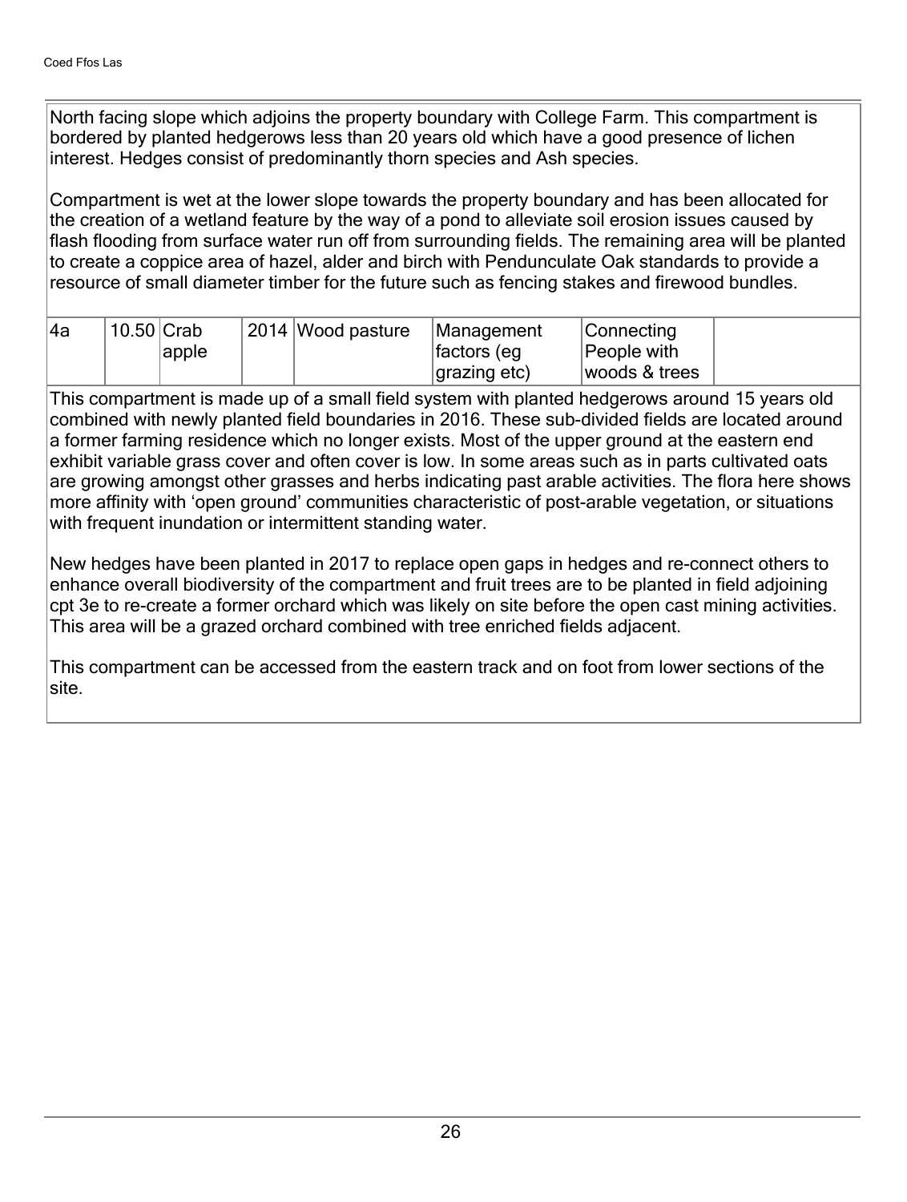North facing slope which adjoins the property boundary with College Farm. This compartment is bordered by planted hedgerows less than 20 years old which have a good presence of lichen interest. Hedges consist of predominantly thorn species and Ash species.

Compartment is wet at the lower slope towards the property boundary and has been allocated for the creation of a wetland feature by the way of a pond to alleviate soil erosion issues caused by flash flooding from surface water run off from surrounding fields. The remaining area will be planted to create a coppice area of hazel, alder and birch with Penduncculate Oak standards to provide a resource of small diameter timber for the future such as fencing stakes and firewood bundles.

| | | | | | | | |
|---|---|---|---|---|---|---|---|
| 4a | 10.50 | Crab apple | 2014 | Wood pasture | Management factors (eg grazing etc) | Connecting People with woods & trees | |

This compartment is made up of a small field system with planted hedgerows around 15 years old combined with newly planted field boundaries in 2016. These sub-divided fields are located around a former farming residence which no longer exists. Most of the upper ground at the eastern end exhibit variable grass cover and often cover is low. In some areas such as in parts cultivated oats are growing amongst other grasses and herbs indicating past arable activities. The flora here shows more affinity with 'open ground' communities characteristic of post-arable vegetation, or situations with frequent inundation or intermittent standing water.

New hedges have been planted in 2017 to replace open gaps in hedges and re-connect others to enhance overall biodiversity of the compartment and fruit trees are to be planted in field adjoining cpt 3e to re-create a former orchard which was likely on site before the open cast mining activities. This area will be a grazed orchard combined with tree enriched fields adjacent.

This compartment can be accessed from the eastern track and on foot from lower sections of the site.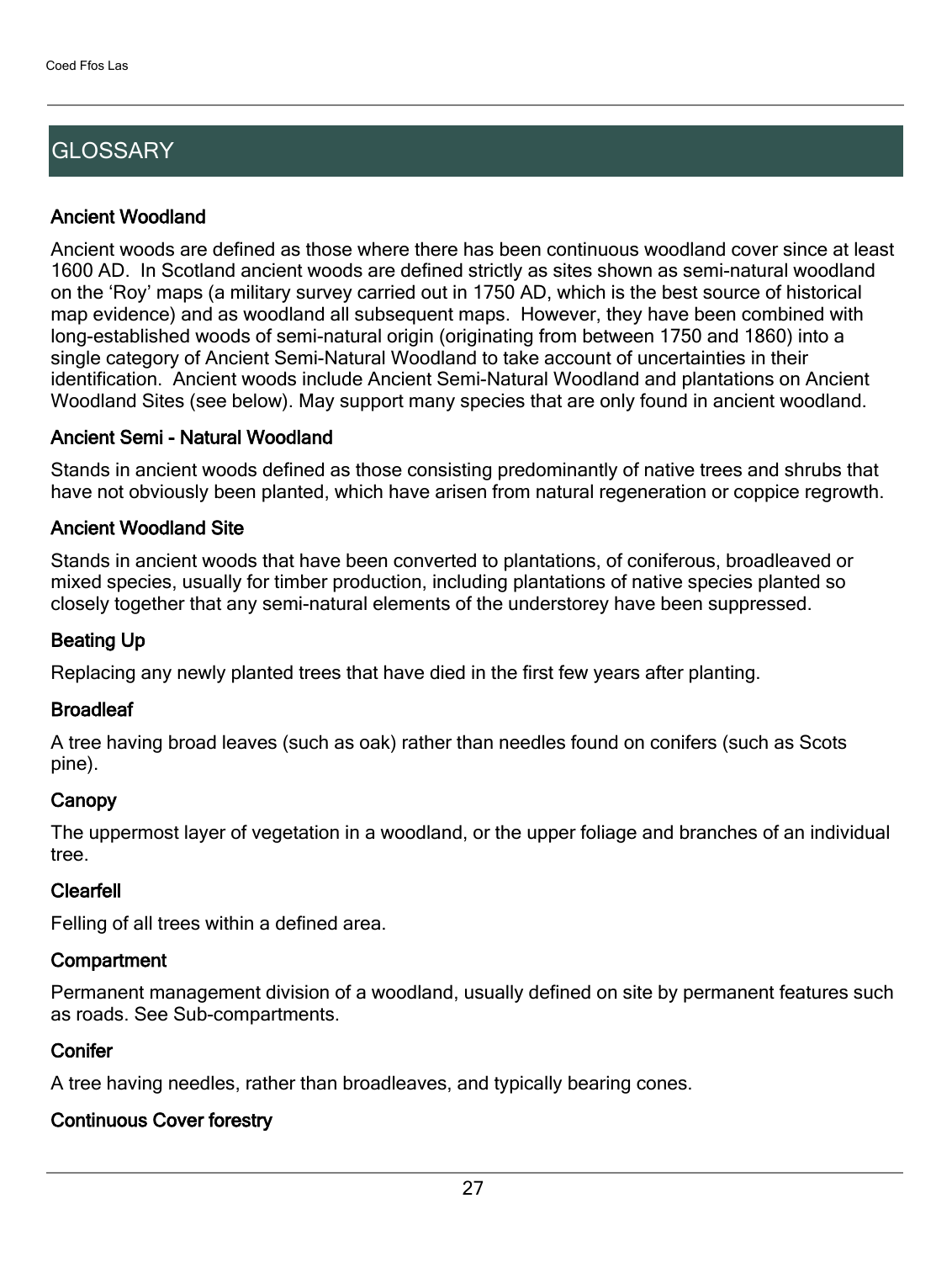## GLOSSARY

### Ancient Woodland

Ancient woods are defined as those where there has been continuous woodland cover since at least 1600 AD. In Scotland ancient woods are defined strictly as sites shown as semi-natural woodland on the 'Roy' maps (a military survey carried out in 1750 AD, which is the best source of historical map evidence) and as woodland all subsequent maps. However, they have been combined with long-established woods of semi-natural origin (originating from between 1750 and 1860) into a single category of Ancient Semi-Natural Woodland to take account of uncertainties in their identification. Ancient woods include Ancient Semi-Natural Woodland and plantations on Ancient Woodland Sites (see below). May support many species that are only found in ancient woodland.

### Ancient Semi - Natural Woodland

Stands in ancient woods defined as those consisting predominantly of native trees and shrubs that have not obviously been planted, which have arisen from natural regeneration or coppice regrowth.

### Ancient Woodland Site

Stands in ancient woods that have been converted to plantations, of coniferous, broadleaved or mixed species, usually for timber production, including plantations of native species planted so closely together that any semi-natural elements of the understorey have been suppressed.

### Beating Up

Replacing any newly planted trees that have died in the first few years after planting.

### Broadleaf

A tree having broad leaves (such as oak) rather than needles found on conifers (such as Scots pine).

### Canopy

The uppermost layer of vegetation in a woodland, or the upper foliage and branches of an individual tree.

### Clearfell

Felling of all trees within a defined area.

### Compartment

Permanent management division of a woodland, usually defined on site by permanent features such as roads. See Sub-compartments.

### Conifer

A tree having needles, rather than broadleaves, and typically bearing cones.

### Continuous Cover forestry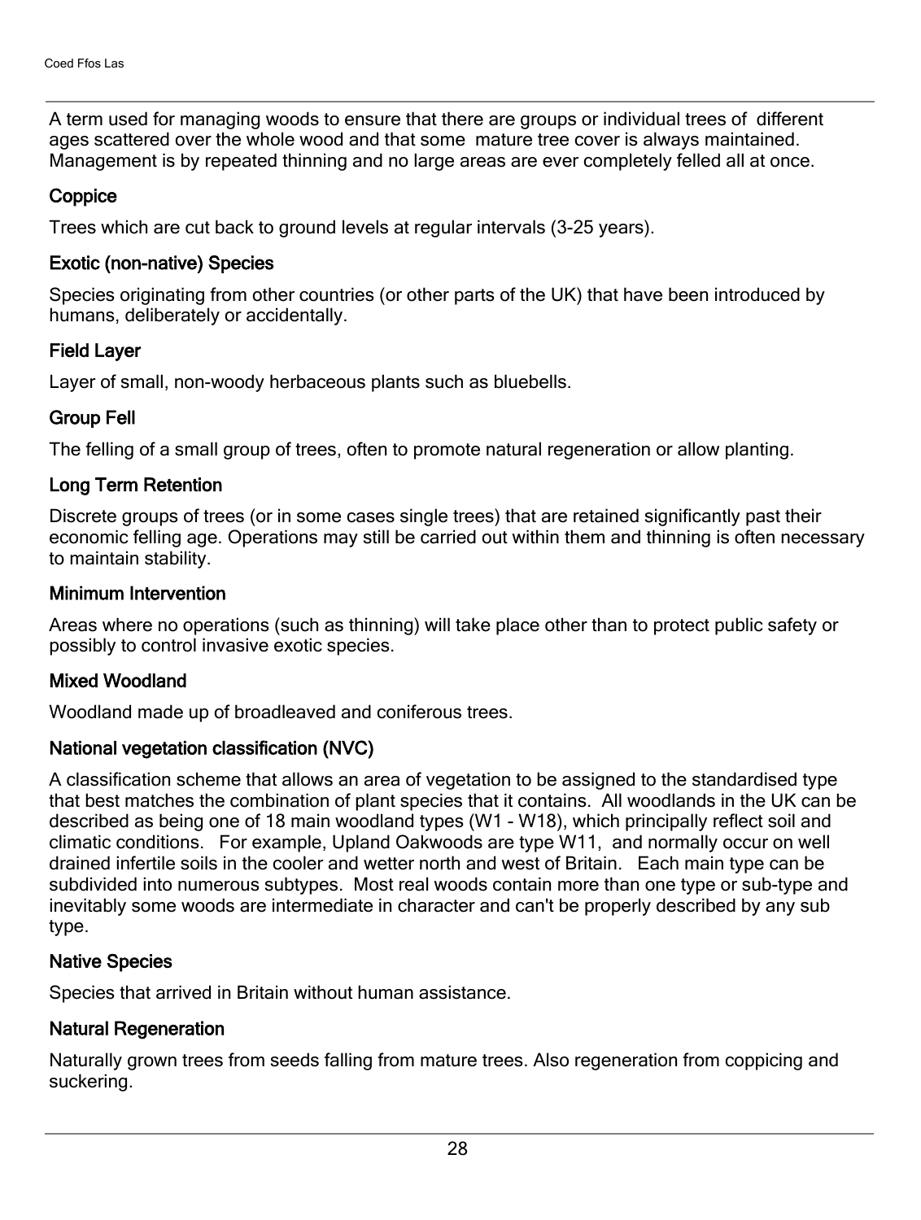A term used for managing woods to ensure that there are groups or individual trees of different ages scattered over the whole wood and that some mature tree cover is always maintained. Management is by repeated thinning and no large areas are ever completely felled all at once.

### Coppice

Trees which are cut back to ground levels at regular intervals (3-25 years).

### Exotic (non-native) Species

Species originating from other countries (or other parts of the UK) that have been introduced by humans, deliberately or accidentally.

### Field Layer

Layer of small, non-woody herbaceous plants such as bluebells.

### Group Fell

The felling of a small group of trees, often to promote natural regeneration or allow planting.

### Long Term Retention

Discrete groups of trees (or in some cases single trees) that are retained significantly past their economic felling age. Operations may still be carried out within them and thinning is often necessary to maintain stability.

### Minimum Intervention

Areas where no operations (such as thinning) will take place other than to protect public safety or possibly to control invasive exotic species.

### Mixed Woodland

Woodland made up of broadleaved and coniferous trees.

### National vegetation classification (NVC)

A classification scheme that allows an area of vegetation to be assigned to the standardised type that best matches the combination of plant species that it contains. All woodlands in the UK can be described as being one of 18 main woodland types (W1 - W18), which principally reflect soil and climatic conditions. For example, Upland Oakwoods are type W11, and normally occur on well drained infertile soils in the cooler and wetter north and west of Britain. Each main type can be subdivided into numerous subtypes. Most real woods contain more than one type or sub-type and inevitably some woods are intermediate in character and can't be properly described by any sub type.

### Native Species

Species that arrived in Britain without human assistance.

### Natural Regeneration

Naturally grown trees from seeds falling from mature trees. Also regeneration from coppicing and suckering.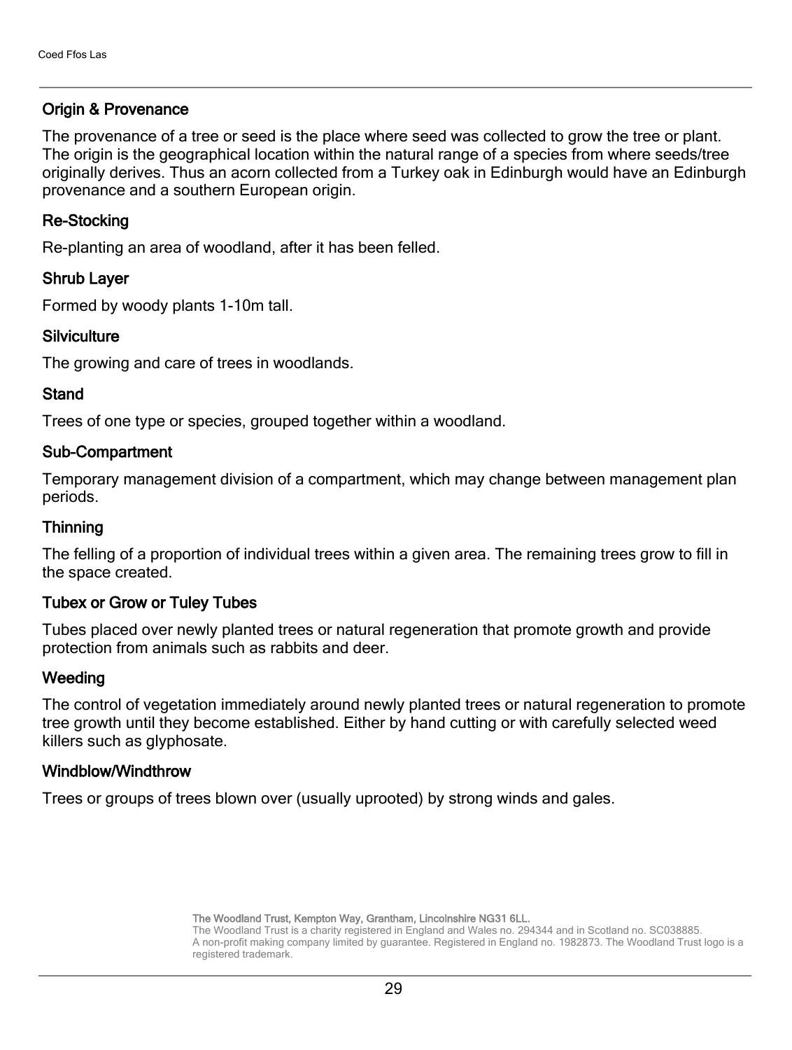### Origin & Provenance

The provenance of a tree or seed is the place where seed was collected to grow the tree or plant. The origin is the geographical location within the natural range of a species from where seeds/tree originally derives. Thus an acorn collected from a Turkey oak in Edinburgh would have an Edinburgh provenance and a southern European origin.

### Re-Stocking

Re-planting an area of woodland, after it has been felled.

### Shrub Layer

Formed by woody plants 1-10m tall.

### Silviculture

The growing and care of trees in woodlands.

### Stand

Trees of one type or species, grouped together within a woodland.

### Sub-Compartment

Temporary management division of a compartment, which may change between management plan periods.

### Thinning

The felling of a proportion of individual trees within a given area. The remaining trees grow to fill in the space created.

### Tubex or Grow or Tuley Tubes

Tubes placed over newly planted trees or natural regeneration that promote growth and provide protection from animals such as rabbits and deer.

### Weeding

The control of vegetation immediately around newly planted trees or natural regeneration to promote tree growth until they become established. Either by hand cutting or with carefully selected weed killers such as glyphosate.

### Windblow/Windthrow

Trees or groups of trees blown over (usually uprooted) by strong winds and gales.